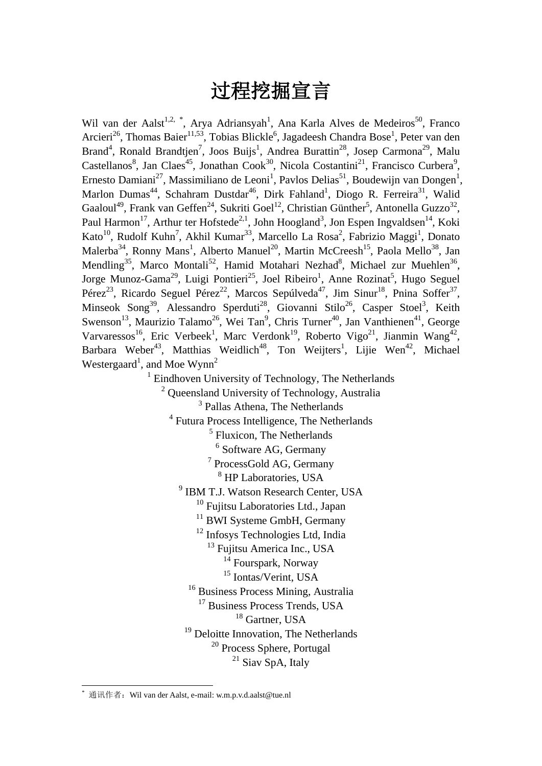# 过程挖掘宣言

Wil van der Aalst[1,2, *], Arya Adriansyah[1], Ana Karla Alves de Medeiros[50], Franco Arcieri[26], Thomas Baier[11,53], Tobias Blickle[6], Jagadeesh Chandra Bose[1], Peter van den Brand[4], Ronald Brandtjen[7], Joos Buijs[1], Andrea Burattin[28], Josep Carmona[29], Malu Castellanos[8], Jan Claes[45], Jonathan Cook[30], Nicola Costantini[21], Francisco Curbera[9], Ernesto Damiani[27], Massimiliano de Leoni[1], Pavlos Delias[51], Boudewijn van Dongen[1], Marlon Dumas[44], Schahram Dustdar[46], Dirk Fahland[1], Diogo R. Ferreira[31], Walid Gaaloul[49], Frank van Geffen[24], Sukriti Goel[12], Christian Günther[5], Antonella Guzzo[32], Paul Harmon[17], Arthur ter Hofstede[2,1], John Hoogland[3], Jon Espen Ingvaldsen[14], Koki Kato[10], Rudolf Kuhn[7], Akhil Kumar[33], Marcello La Rosa[2], Fabrizio Maggi[1], Donato Malerba[34], Ronny Mans[1], Alberto Manuel[20], Martin McCreesh[15], Paola Mello[38], Jan Mendling[35], Marco Montali[52], Hamid Motahari Nezhad[8], Michael zur Muehlen[36], Jorge Munoz-Gama[29], Luigi Pontieri[25], Joel Ribeiro[1], Anne Rozinat[5], Hugo Seguel Pérez[23], Ricardo Seguel Pérez[22], Marcos Sepúlveda[47], Jim Sinur[18], Pnina Soffer[37], Minseok Song[39], Alessandro Sperduti[28], Giovanni Stilo[26], Casper Stoel[3], Keith Swenson[13], Maurizio Talamo[26], Wei Tan[9], Chris Turner[40], Jan Vanthienen[41], George Varvaressos[16], Eric Verbeek[1], Marc Verdonk[19], Roberto Vigo[21], Jianmin Wang[42], Barbara Weber[43], Matthias Weidlich[48], Ton Weijters[1], Lijie Wen[42], Michael Westergaard[1], and Moe Wynn[2]

[1] Eindhoven University of Technology, The Netherlands
[2] Queensland University of Technology, Australia
[3] Pallas Athena, The Netherlands
[4] Futura Process Intelligence, The Netherlands
[5] Fluxicon, The Netherlands
[6] Software AG, Germany
[7] ProcessGold AG, Germany
[8] HP Laboratories, USA
[9] IBM T.J. Watson Research Center, USA
[10] Fujitsu Laboratories Ltd., Japan
[11] BWI Systeme GmbH, Germany
[12] Infosys Technologies Ltd, India
[13] Fujitsu America Inc., USA
[14] Fourspark, Norway
[15] Iontas/Verint, USA
[16] Business Process Mining, Australia
[17] Business Process Trends, USA
[18] Gartner, USA
[19] Deloitte Innovation, The Netherlands
[20] Process Sphere, Portugal
[21] Siav SpA, Italy

[*] 通讯作者：Wil van der Aalst, e-mail: w.m.p.v.d.aalst@tue.nl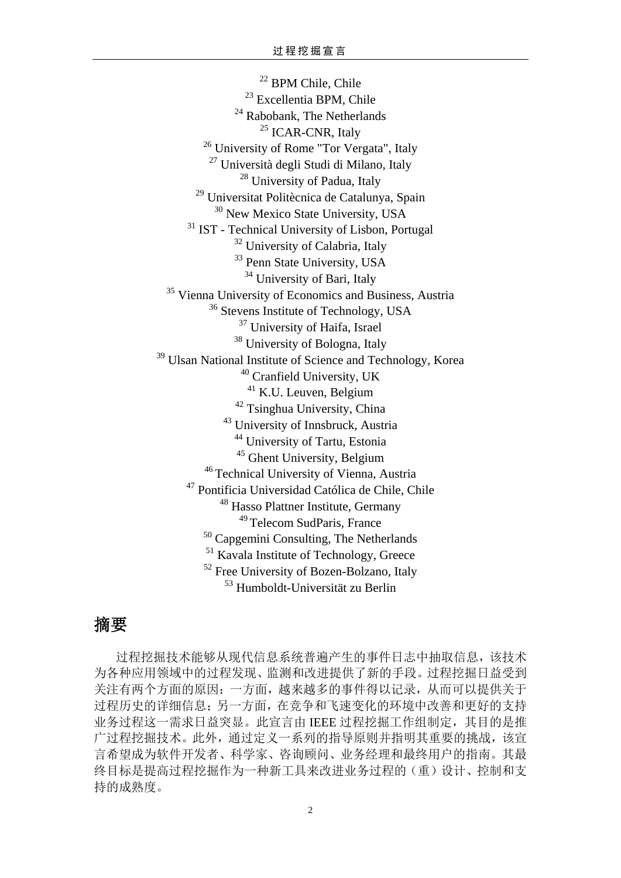[22] BPM Chile, Chile
[23] Excellentia BPM, Chile
[24] Rabobank, The Netherlands
[25] ICAR-CNR, Italy
[26] University of Rome "Tor Vergata", Italy
[27] Università degli Studi di Milano, Italy
[28] University of Padua, Italy
[29] Universitat Politècnica de Catalunya, Spain
[30] New Mexico State University, USA
[31] IST - Technical University of Lisbon, Portugal
[32] University of Calabria, Italy
[33] Penn State University, USA
[34] University of Bari, Italy
[35] Vienna University of Economics and Business, Austria
[36] Stevens Institute of Technology, USA
[37] University of Haifa, Israel
[38] University of Bologna, Italy
[39] Ulsan National Institute of Science and Technology, Korea
[40] Cranfield University, UK
[41] K.U. Leuven, Belgium
[42] Tsinghua University, China
[43] University of Innsbruck, Austria
[44] University of Tartu, Estonia
[45] Ghent University, Belgium
[46] Technical University of Vienna, Austria
[47] Pontificia Universidad Católica de Chile, Chile
[48] Hasso Plattner Institute, Germany
[49] Telecom SudParis, France
[50] Capgemini Consulting, The Netherlands
[51] Kavala Institute of Technology, Greece
[52] Free University of Bozen-Bolzano, Italy
[53] Humboldt-Universität zu Berlin

# 摘要

过程挖掘技术能够从现代信息系统普遍产生的事件日志中抽取信息，该技术为各种应用领域中的过程发现、监测和改进提供了新的手段。过程挖掘日益受到关注有两个方面的原因：一方面，越来越多的事件得以记录，从而可以提供关于过程历史的详细信息；另一方面，在竞争和飞速变化的环境中改善和更好的支持业务过程这一需求日益突显。此宣言由 IEEE 过程挖掘工作组制定，其目的是推广过程挖掘技术。此外，通过定义一系列的指导原则并指明其重要的挑战，该宣言希望成为软件开发者、科学家、咨询顾问、业务经理和最终用户的指南。其最终目标是提高过程挖掘作为一种新工具来改进业务过程的（重）设计、控制和支持的成熟度。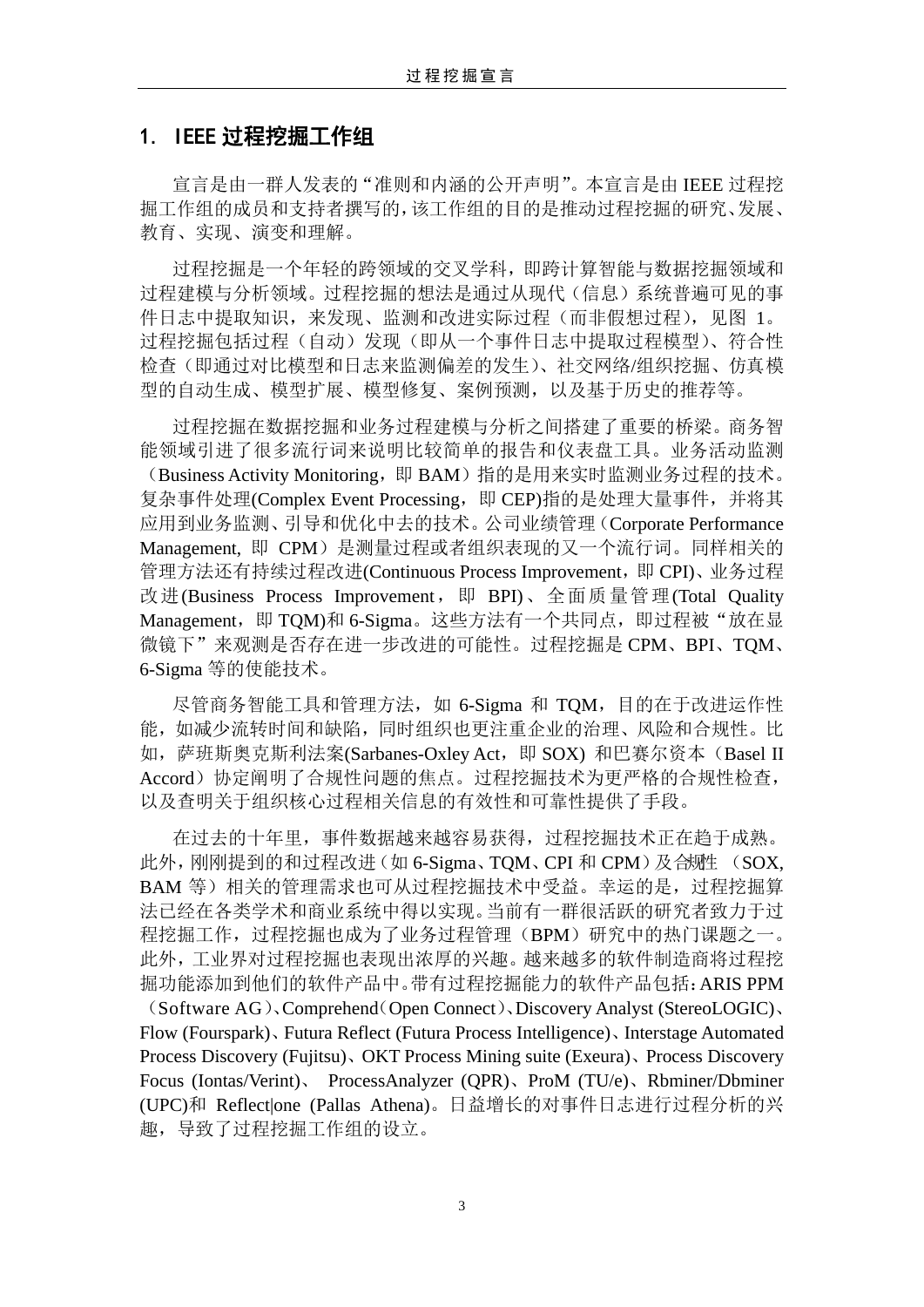# 1. IEEE 过程挖掘工作组

宣言是由一群人发表的“准则和内涵的公开声明”。本宣言是由 IEEE 过程挖掘工作组的成员和支持者撰写的，该工作组的目的是推动过程挖掘的研究、发展、教育、实现、演变和理解。

过程挖掘是一个年轻的跨领域的交叉学科，即跨计算智能与数据挖掘领域和过程建模与分析领域。过程挖掘的想法是通过从现代（信息）系统普遍可见的事件日志中提取知识，来发现、监测和改进实际过程（而非假想过程），见图 1。过程挖掘包括过程（自动）发现（即从一个事件日志中提取过程模型）、符合性检查（即通过对比模型和日志来监测偏差的发生）、社交网络/组织挖掘、仿真模型的自动生成、模型扩展、模型修复、案例预测，以及基于历史的推荐等。

过程挖掘在数据挖掘和业务过程建模与分析之间搭建了重要的桥梁。商务智能领域引进了很多流行词来说明比较简单的报告和仪表盘工具。业务活动监测（Business Activity Monitoring，即 BAM）指的是用来实时监测业务过程的技术。复杂事件处理(Complex Event Processing，即 CEP)指的是处理大量事件，并将其应用到业务监测、引导和优化中去的技术。公司业绩管理（Corporate Performance Management, 即 CPM）是测量过程或者组织表现的又一个流行词。同样相关的管理方法还有持续过程改进(Continuous Process Improvement，即 CPI)、业务过程改进(Business Process Improvement，即 BPI)、全面质量管理(Total Quality Management，即 TQM)和 6-Sigma。这些方法有一个共同点，即过程被“放在显微镜下”来观测是否存在进一步改进的可能性。过程挖掘是 CPM、BPI、TQM、6-Sigma 等的使能技术。

尽管商务智能工具和管理方法，如 6-Sigma 和 TQM，目的在于改进运作性能，如减少流转时间和缺陷，同时组织也更注重企业的治理、风险和合规性。比如，萨班斯奥克斯利法案(Sarbanes-Oxley Act，即 SOX) 和巴赛尔资本（Basel II Accord）协定阐明了合规性问题的焦点。过程挖掘技术为更严格的合规性检查，以及查明关于组织核心过程相关信息的有效性和可靠性提供了手段。

在过去的十年里，事件数据越来越容易获得，过程挖掘技术正在趋于成熟。此外，刚刚提到的和过程改进（如 6-Sigma、TQM、CPI 和 CPM）及合规性 （SOX, BAM 等）相关的管理需求也可从过程挖掘技术中受益。幸运的是，过程挖掘算法已经在各类学术和商业系统中得以实现。当前有一群很活跃的研究者致力于过程挖掘工作，过程挖掘也成为了业务过程管理（BPM）研究中的热门课题之一。此外，工业界对过程挖掘也表现出浓厚的兴趣。越来越多的软件制造商将过程挖掘功能添加到他们的软件产品中。带有过程挖掘能力的软件产品包括：ARIS PPM（Software AG）、Comprehend（Open Connect）、Discovery Analyst (StereoLOGIC)、Flow (Fourspark)、Futura Reflect (Futura Process Intelligence)、Interstage Automated Process Discovery (Fujitsu)、OKT Process Mining suite (Exeura)、Process Discovery Focus (Iontas/Verint)、 ProcessAnalyzer (QPR)、ProM (TU/e)、Rbminer/Dbminer (UPC)和 Reflect|one (Pallas Athena)。日益增长的对事件日志进行过程分析的兴趣，导致了过程挖掘工作组的设立。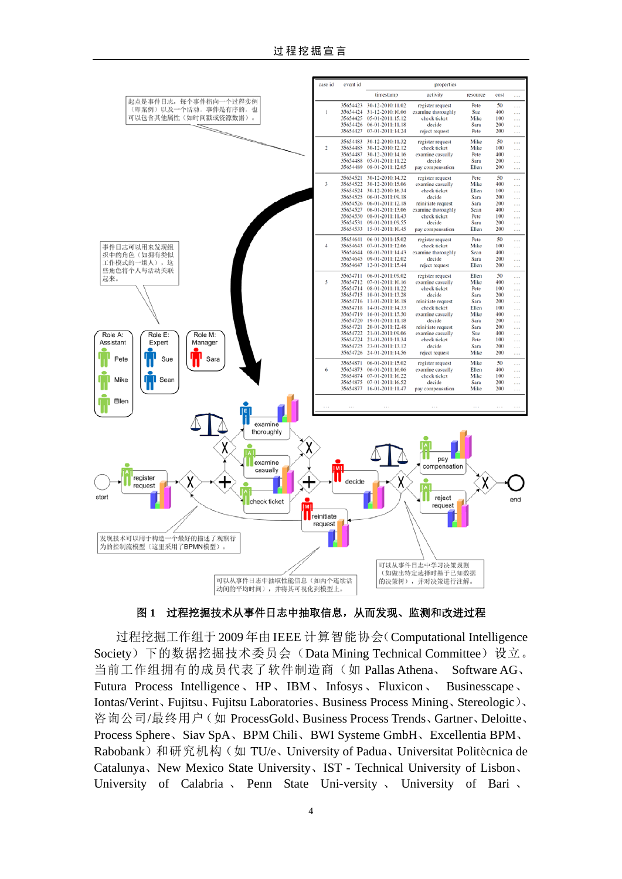| case id | event id | properties | | | | |
|---|---|---|---|---|---|---|
| | | timestamp | activity | resource | cost | ... |
| 1 | 35654423 | 30-12-2010:11.02 | register request | Pete | 50 | ... |
| | 35654424 | 31-12-2010:10.06 | examine thoroughly | Sue | 400 | ... |
| | 35654425 | 05-01-2011:15.12 | check ticket | Mike | 100 | ... |
| | 35654426 | 06-01-2011:11.18 | decide | Sara | 200 | ... |
| | 35654427 | 07-01-2011:14.24 | reject request | Pete | 200 | ... |
| 2 | 35654483 | 30-12-2010:11.32 | register request | Mike | 50 | ... |
| | 35654485 | 30-12-2010:12.12 | check ticket | Mike | 100 | ... |
| | 35654487 | 30-12-2010:14.16 | examine casually | Pete | 400 | ... |
| | 35654488 | 05-01-2011:11.22 | decide | Sara | 200 | ... |
| | 35654489 | 08-01-2011:12.05 | pay compensation | Ellen | 200 | ... |
| 3 | 35654521 | 30-12-2010:14.32 | register request | Pete | 50 | ... |
| | 35654522 | 30-12-2010:15.06 | examine casually | Mike | 400 | ... |
| | 35654524 | 30-12-2010:16.34 | check ticket | Ellen | 100 | ... |
| | 35654525 | 06-01-2011:09.18 | decide | Sara | 200 | ... |
| | 35654526 | 06-01-2011:12.18 | reinitiate request | Sara | 200 | ... |
| | 35654527 | 06-01-2011:13.06 | examine thoroughly | Sean | 400 | ... |
| | 35654530 | 08-01-2011:11.43 | check ticket | Pete | 100 | ... |
| | 35654531 | 09-01-2011:09.55 | decide | Sara | 200 | ... |
| | 35654533 | 15-01-2011:10.45 | pay compensation | Ellen | 200 | ... |
| 4 | 35654641 | 06-01-2011:15.02 | register request | Pete | 50 | ... |
| | 35654643 | 07-01-2011:12.06 | check ticket | Mike | 100 | ... |
| | 35654644 | 08-01-2011:14.43 | examine thoroughly | Sean | 400 | ... |
| | 35654645 | 09-01-2011:12.02 | decide | Sara | 200 | ... |
| | 35654647 | 12-01-2011:15.44 | reject request | Ellen | 200 | ... |
| 5 | 35654711 | 06-01-2011:09.02 | register request | Ellen | 50 | ... |
| | 35654712 | 07-01-2011:10.16 | examine casually | Mike | 400 | ... |
| | 35654714 | 08-01-2011:11.22 | check ticket | Pete | 100 | ... |
| | 35654715 | 10-01-2011:13.28 | decide | Sara | 200 | ... |
| | 35654716 | 11-01-2011:16.18 | reinitiate request | Sara | 200 | ... |
| | 35654718 | 14-01-2011:14.33 | check ticket | Ellen | 100 | ... |
| | 35654719 | 16-01-2011:15.50 | examine casually | Mike | 400 | ... |
| | 35654720 | 19-01-2011:11.18 | decide | Sara | 200 | ... |
| | 35654721 | 20-01-2011:12.48 | reinitiate request | Sara | 200 | ... |
| | 35654722 | 21-01-2011:09.06 | examine casually | Sue | 400 | ... |
| | 35654724 | 21-01-2011:11.34 | check ticket | Pete | 100 | ... |
| | 35654725 | 23-01-2011:13.12 | decide | Sara | 200 | ... |
| | 35654726 | 24-01-2011:14.56 | reject request | Mike | 200 | ... |
| 6 | 35654871 | 06-01-2011:15.02 | register request | Mike | 50 | ... |
| | 35654873 | 06-01-2011:16.06 | examine casually | Ellen | 400 | ... |
| | 35654874 | 07-01-2011:16.22 | check ticket | Mike | 100 | ... |
| | 35654875 | 07-01-2011:16.52 | decide | Sara | 200 | ... |
| | 35654877 | 16-01-2011:11.47 | pay compensation | Mike | 200 | ... |
| ... | ... | ... | ... | ... | ... | ... |

起点是事件日志，每个事件指向一个过程实例（即案例）以及一个活动。事件是有序的，也可以包含其他属性（如时间戳或资源数据）。

事件日志可以用来发现组织中的角色（如拥有类似工作模式的一组人）。这些角色将个人与活动关联起来。

发现技术可以用于构造一个良好的描述了观察行为的控制流模型（这里采用了BPMN模型）。

可以从事件日志中抽取性能信息（如两个连续活动间的平均时间），并将其可视化到模型上。

可以从事件日志中学习决策规则（如做出特定选择时基于已知数据的决策树），并对决策进行注解。

**图 1　过程挖掘技术从事件日志中抽取信息，从而发现、监测和改进过程**

过程挖掘工作组于 2009 年由 IEEE 计算智能协会（Computational Intelligence Society）下的数据挖掘技术委员会（Data Mining Technical Committee）设立。当前工作组拥有的成员代表了软件制造商（如 Pallas Athena、Software AG、Futura Process Intelligence、HP、IBM、Infosys、Fluxicon、Businesscape、Iontas/Verint、Fujitsu、Fujitsu Laboratories、Business Process Mining、Stereologic）、咨询公司/最终用户（如 ProcessGold、Business Process Trends、Gartner、Deloitte、Process Sphere、Siav SpA、BPM Chili、BWI Systeme GmbH、Excellentia BPM、Rabobank）和研究机构（如 TU/e、University of Padua、Universitat Politècnica de Catalunya、New Mexico State University、IST - Technical University of Lisbon、University of Calabria、Penn State Uni-versity、University of Bari、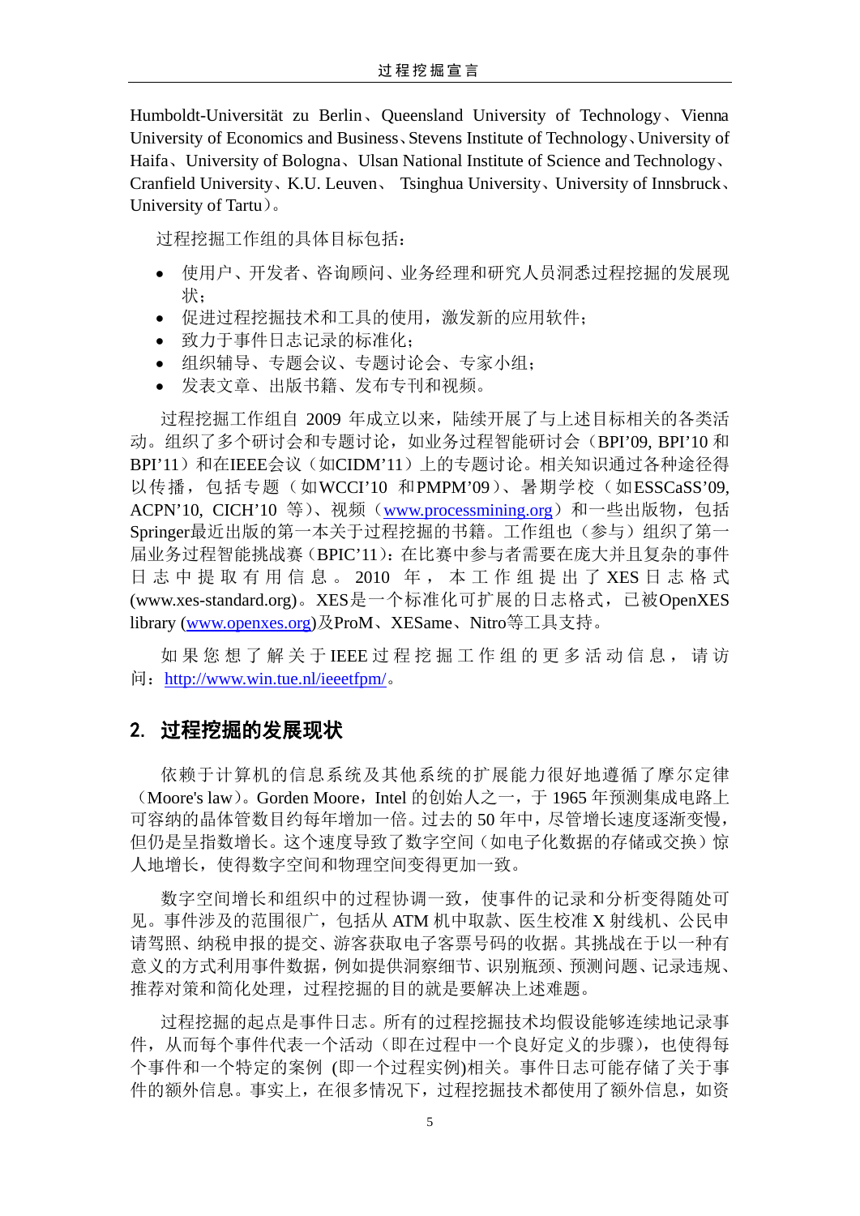Humboldt-Universität zu Berlin、Queensland University of Technology、Vienna University of Economics and Business、Stevens Institute of Technology、University of Haifa、University of Bologna、Ulsan National Institute of Science and Technology、Cranfield University、K.U. Leuven、 Tsinghua University、University of Innsbruck、University of Tartu）。

过程挖掘工作组的具体目标包括：

- 使用户、开发者、咨询顾问、业务经理和研究人员洞悉过程挖掘的发展现状；
- 促进过程挖掘技术和工具的使用，激发新的应用软件；
- 致力于事件日志记录的标准化；
- 组织辅导、专题会议、专题讨论会、专家小组；
- 发表文章、出版书籍、发布专刊和视频。

过程挖掘工作组自 2009 年成立以来，陆续开展了与上述目标相关的各类活动。组织了多个研讨会和专题讨论，如业务过程智能研讨会（BPI'09, BPI'10 和 BPI'11）和在IEEE会议（如CIDM'11）上的专题讨论。相关知识通过各种途径得以传播，包括专题（如WCCI'10 和PMPM'09）、暑期学校（如ESSCaSS'09, ACPN'10, CICH'10 等）、视频（www.processmining.org）和一些出版物，包括Springer最近出版的第一本关于过程挖掘的书籍。工作组也（参与）组织了第一届业务过程智能挑战赛（BPIC'11)：在比赛中参与者需要在庞大并且复杂的事件日志中提取有用信息。2010 年，本工作组提出了 XES 日志格式(www.xes-standard.org)。XES是一个标准化可扩展的日志格式，已被OpenXES library (www.openxes.org)及ProM、XESame、Nitro等工具支持。

如果您想了解关于IEEE过程挖掘工作组的更多活动信息，请访问：http://www.win.tue.nl/ieeetfpm/。

## 2. 过程挖掘的发展现状

依赖于计算机的信息系统及其他系统的扩展能力很好地遵循了摩尔定律（Moore's law）。Gorden Moore，Intel 的创始人之一，于 1965 年预测集成电路上可容纳的晶体管数目约每年增加一倍。过去的 50 年中，尽管增长速度逐渐变慢，但仍是呈指数增长。这个速度导致了数字空间（如电子化数据的存储或交换）惊人地增长，使得数字空间和物理空间变得更加一致。

数字空间增长和组织中的过程协调一致，使事件的记录和分析变得随处可见。事件涉及的范围很广，包括从 ATM 机中取款、医生校准 X 射线机、公民申请驾照、纳税申报的提交、游客获取电子客票号码的收据。其挑战在于以一种有意义的方式利用事件数据，例如提供洞察细节、识别瓶颈、预测问题、记录违规、推荐对策和简化处理，过程挖掘的目的就是要解决上述难题。

过程挖掘的起点是事件日志。所有的过程挖掘技术均假设能够连续地记录事件，从而每个事件代表一个活动（即在过程中一个良好定义的步骤），也使得每个事件和一个特定的案例 (即一个过程实例)相关。事件日志可能存储了关于事件的额外信息。事实上，在很多情况下，过程挖掘技术都使用了额外信息，如资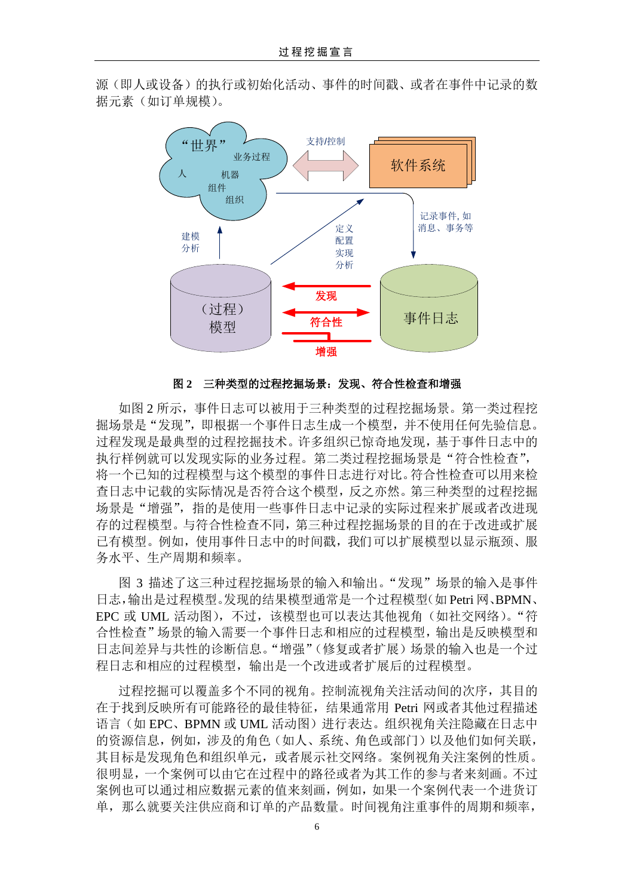源（即人或设备）的执行或初始化活动、事件的时间戳、或者在事件中记录的数据元素（如订单规模）。

**图 2　三种类型的过程挖掘场景：发现、符合性检查和增强**

如图 2 所示，事件日志可以被用于三种类型的过程挖掘场景。第一类过程挖掘场景是“发现”，即根据一个事件日志生成一个模型，并不使用任何先验信息。过程发现是最典型的过程挖掘技术。许多组织已惊奇地发现，基于事件日志中的执行样例就可以发现实际的业务过程。第二类过程挖掘场景是“符合性检查”，将一个已知的过程模型与这个模型的事件日志进行对比。符合性检查可以用来检查日志中记载的实际情况是否符合这个模型，反之亦然。第三种类型的过程挖掘场景是“增强”，指的是使用一些事件日志中记录的实际过程来扩展或者改进现存的过程模型。与符合性检查不同，第三种过程挖掘场景的目的在于改进或扩展已有模型。例如，使用事件日志中的时间戳，我们可以扩展模型以显示瓶颈、服务水平、生产周期和频率。

图 3 描述了这三种过程挖掘场景的输入和输出。“发现”场景的输入是事件日志，输出是过程模型。发现的结果模型通常是一个过程模型（如 Petri 网、BPMN、EPC 或 UML 活动图），不过，该模型也可以表达其他视角（如社交网络）。“符合性检查”场景的输入需要一个事件日志和相应的过程模型，输出是反映模型和日志间差异与共性的诊断信息。“增强”（修复或者扩展）场景的输入也是一个过程日志和相应的过程模型，输出是一个改进或者扩展后的过程模型。

过程挖掘可以覆盖多个不同的视角。控制流视角关注活动间的次序，其目的在于找到反映所有可能路径的最佳特征，结果通常用 Petri 网或者其他过程描述语言（如 EPC、BPMN 或 UML 活动图）进行表达。组织视角关注隐藏在日志中的资源信息，例如，涉及的角色（如人、系统、角色或部门）以及他们如何关联，其目标是发现角色和组织单元，或者展示社交网络。案例视角关注案例的性质。很明显，一个案例可以由它在过程中的路径或者为其工作的参与者来刻画。不过案例也可以通过相应数据元素的值来刻画，例如，如果一个案例代表一个进货订单，那么就要关注供应商和订单的产品数量。时间视角注重事件的周期和频率，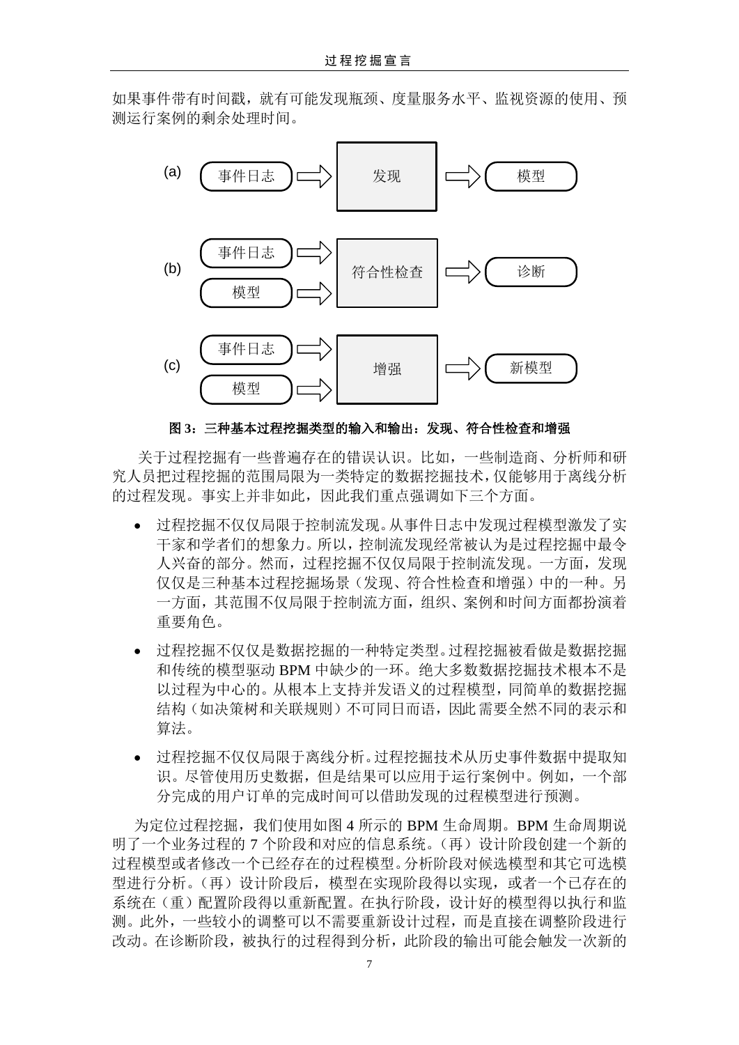如果事件带有时间戳，就有可能发现瓶颈、度量服务水平、监视资源的使用、预测运行案例的剩余处理时间。

(a) 事件日志 ⇒ 发现 ⇒ 模型

(b) 事件日志、模型 ⇒ 符合性检查 ⇒ 诊断

(c) 事件日志、模型 ⇒ 增强 ⇒ 新模型

**图 3：三种基本过程挖掘类型的输入和输出：发现、符合性检查和增强**

关于过程挖掘有一些普遍存在的错误认识。比如，一些制造商、分析师和研究人员把过程挖掘的范围局限为一类特定的数据挖掘技术，仅能够用于离线分析的过程发现。事实上并非如此，因此我们重点强调如下三个方面。

- 过程挖掘不仅仅局限于控制流发现。从事件日志中发现过程模型激发了实干家和学者们的想象力。所以，控制流发现经常被认为是过程挖掘中最令人兴奋的部分。然而，过程挖掘不仅仅局限于控制流发现。一方面，发现仅仅是三种基本过程挖掘场景（发现、符合性检查和增强）中的一种。另一方面，其范围不仅局限于控制流方面，组织、案例和时间方面都扮演着重要角色。
- 过程挖掘不仅仅是数据挖掘的一种特定类型。过程挖掘被看做是数据挖掘和传统的模型驱动 BPM 中缺少的一环。绝大多数数据挖掘技术根本不是以过程为中心的。从根本上支持并发语义的过程模型，同简单的数据挖掘结构（如决策树和关联规则）不可同日而语，因此需要全然不同的表示和算法。
- 过程挖掘不仅仅局限于离线分析。过程挖掘技术从历史事件数据中提取知识。尽管使用历史数据，但是结果可以应用于运行案例中。例如，一个部分完成的用户订单的完成时间可以借助发现的过程模型进行预测。

为定位过程挖掘，我们使用如图 4 所示的 BPM 生命周期。BPM 生命周期说明了一个业务过程的 7 个阶段和对应的信息系统。（再）设计阶段创建一个新的过程模型或者修改一个已经存在的过程模型。分析阶段对候选模型和其它可选模型进行分析。（再）设计阶段后，模型在实现阶段得以实现，或者一个已存在的系统在（重）配置阶段得以重新配置。在执行阶段，设计好的模型得以执行和监测。此外，一些较小的调整可以不需要重新设计过程，而是直接在调整阶段进行改动。在诊断阶段，被执行的过程得到分析，此阶段的输出可能会触发一次新的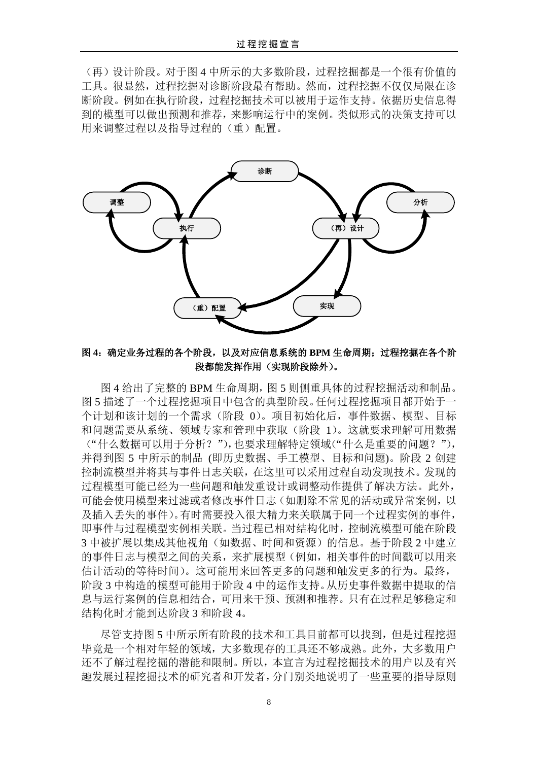（再）设计阶段。对于图 4 中所示的大多数阶段，过程挖掘都是一个很有价值的工具。很显然，过程挖掘对诊断阶段最有帮助。然而，过程挖掘不仅仅局限在诊断阶段。例如在执行阶段，过程挖掘技术可以被用于运作支持。依据历史信息得到的模型可以做出预测和推荐，来影响运行中的案例。类似形式的决策支持可以用来调整过程以及指导过程的（重）配置。

**图 4：确定业务过程的各个阶段，以及对应信息系统的 BPM 生命周期；过程挖掘在各个阶段都能发挥作用（实现阶段除外）。**

图 4 给出了完整的 BPM 生命周期，图 5 则侧重具体的过程挖掘活动和制品。图 5 描述了一个过程挖掘项目中包含的典型阶段。任何过程挖掘项目都开始于一个计划和该计划的一个需求（阶段 0）。项目初始化后，事件数据、模型、目标和问题需要从系统、领域专家和管理中获取（阶段 1）。这就要求理解可用数据（“什么数据可以用于分析？”），也要求理解特定领域(“什么是重要的问题？”)，并得到图 5 中所示的制品 (即历史数据、手工模型、目标和问题)。阶段 2 创建控制流模型并将其与事件日志关联，在这里可以采用过程自动发现技术。发现的过程模型可能已经为一些问题和触发重设计或调整动作提供了解决方法。此外，可能会使用模型来过滤或者修改事件日志（如删除不常见的活动或异常案例，以及插入丢失的事件）。有时需要投入很大精力来关联属于同一个过程实例的事件，即事件与过程模型实例相关联。当过程已相对结构化时，控制流模型可能在阶段 3 中被扩展以集成其他视角（如数据、时间和资源）的信息。基于阶段 2 中建立的事件日志与模型之间的关系，来扩展模型（例如，相关事件的时间戳可以用来估计活动的等待时间）。这可能用来回答更多的问题和触发更多的行为。最终，阶段 3 中构造的模型可能用于阶段 4 中的运作支持。从历史事件数据中提取的信息与运行案例的信息相结合，可用来干预、预测和推荐。只有在过程足够稳定和结构化时才能到达阶段 3 和阶段 4。

尽管支持图 5 中所示所有阶段的技术和工具目前都可以找到，但是过程挖掘毕竟是一个相对年轻的领域，大多数现存的工具还不够成熟。此外，大多数用户还不了解过程挖掘的潜能和限制。所以，本宣言为过程挖掘技术的用户以及有兴趣发展过程挖掘技术的研究者和开发者，分门别类地说明了一些重要的指导原则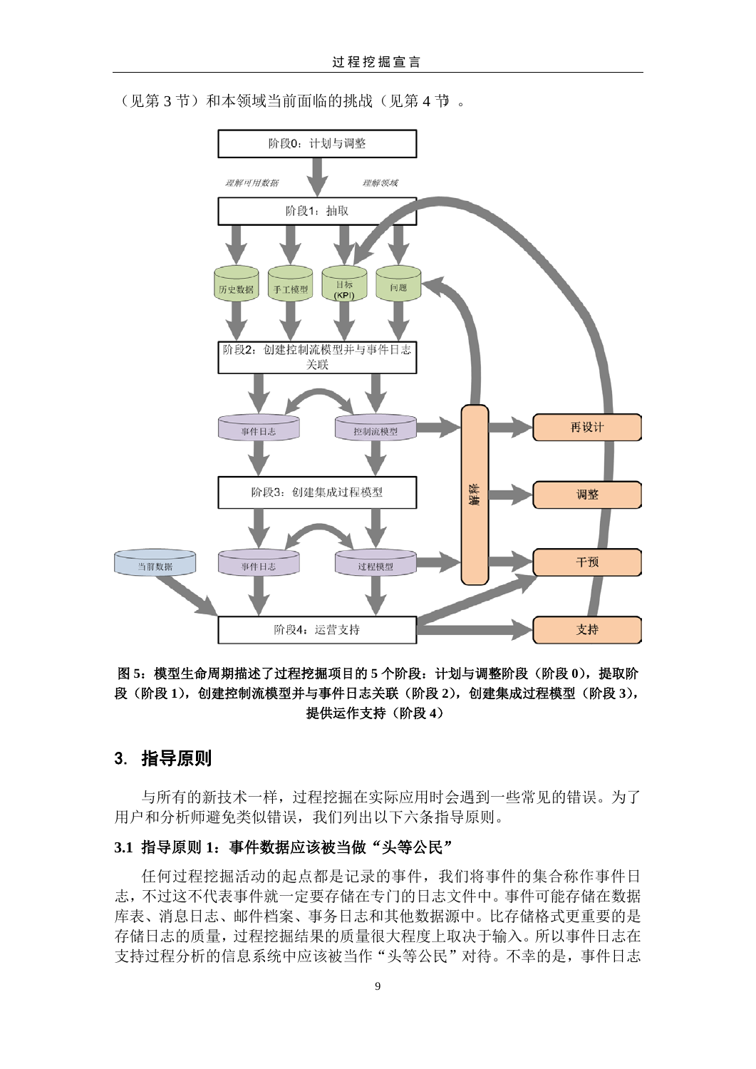（见第 3 节）和本领域当前面临的挑战（见第 4 节）。

图 5：模型生命周期描述了过程挖掘项目的 5 个阶段：计划与调整阶段（阶段 0），提取阶段（阶段 1），创建控制流模型并与事件日志关联（阶段 2），创建集成过程模型（阶段 3），提供运作支持（阶段 4）

## 3. 指导原则

与所有的新技术一样，过程挖掘在实际应用时会遇到一些常见的错误。为了用户和分析师避免类似错误，我们列出以下六条指导原则。

### 3.1 指导原则 1：事件数据应该被当做“头等公民”

任何过程挖掘活动的起点都是记录的事件，我们将事件的集合称作事件日志，不过这不代表事件就一定要存储在专门的日志文件中。事件可能存储在数据库表、消息日志、邮件档案、事务日志和其他数据源中。比存储格式更重要的是存储日志的质量，过程挖掘结果的质量很大程度上取决于输入。所以事件日志在支持过程分析的信息系统中应该被当作“头等公民”对待。不幸的是，事件日志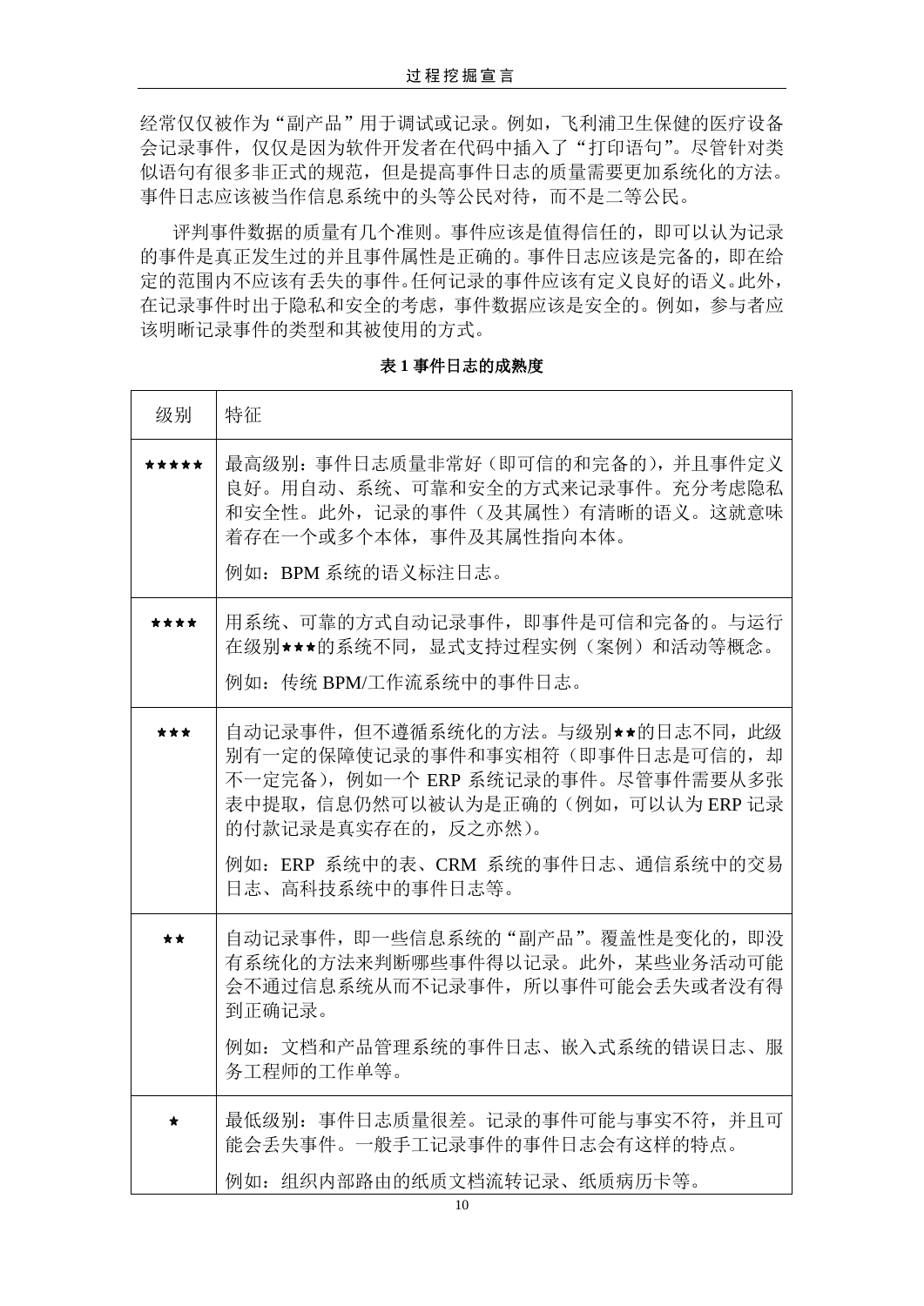经常仅仅被作为“副产品”用于调试或记录。例如，飞利浦卫生保健的医疗设备会记录事件，仅仅是因为软件开发者在代码中插入了“打印语句”。尽管针对类似语句有很多非正式的规范，但是提高事件日志的质量需要更加系统化的方法。事件日志应该被当作信息系统中的头等公民对待，而不是二等公民。

评判事件数据的质量有几个准则。事件应该是值得信任的，即可以认为记录的事件是真正发生过的并且事件属性是正确的。事件日志应该是完备的，即在给定的范围内不应该有丢失的事件。任何记录的事件应该有定义良好的语义。此外，在记录事件时出于隐私和安全的考虑，事件数据应该是安全的。例如，参与者应该明晰记录事件的类型和其被使用的方式。

**表 1 事件日志的成熟度**

| 级别 | 特征 |
| --- | --- |
| ★★★★★ | 最高级别：事件日志质量非常好（即可信的和完备的），并且事件定义良好。用自动、系统、可靠和安全的方式来记录事件。充分考虑隐私和安全性。此外，记录的事件（及其属性）有清晰的语义。这就意味着存在一个或多个本体，事件及其属性指向本体。<br><br>例如：BPM 系统的语义标注日志。 |
| ★★★★ | 用系统、可靠的方式自动记录事件，即事件是可信和完备的。与运行在级别★★★的系统不同，显式支持过程实例（案例）和活动等概念。<br><br>例如：传统 BPM/工作流系统中的事件日志。 |
| ★★★ | 自动记录事件，但不遵循系统化的方法。与级别★★的日志不同，此级别有一定的保障使记录的事件和事实相符（即事件日志是可信的，却不一定完备），例如一个 ERP 系统记录的事件。尽管事件需要从多张表中提取，信息仍然可以被认为是正确的（例如，可以认为 ERP 记录的付款记录是真实存在的，反之亦然）。<br><br>例如：ERP 系统中的表、CRM 系统的事件日志、通信系统中的交易日志、高科技系统中的事件日志等。 |
| ★★ | 自动记录事件，即一些信息系统的“副产品”。覆盖性是变化的，即没有系统化的方法来判断哪些事件得以记录。此外，某些业务活动可能会不通过信息系统从而不记录事件，所以事件可能会丢失或者没有得到正确记录。<br><br>例如：文档和产品管理系统的事件日志、嵌入式系统的错误日志、服务工程师的工作单等。 |
| ★ | 最低级别：事件日志质量很差。记录的事件可能与事实不符，并且可能会丢失事件。一般手工记录事件的事件日志会有这样的特点。<br><br>例如：组织内部路由的纸质文档流转记录、纸质病历卡等。 |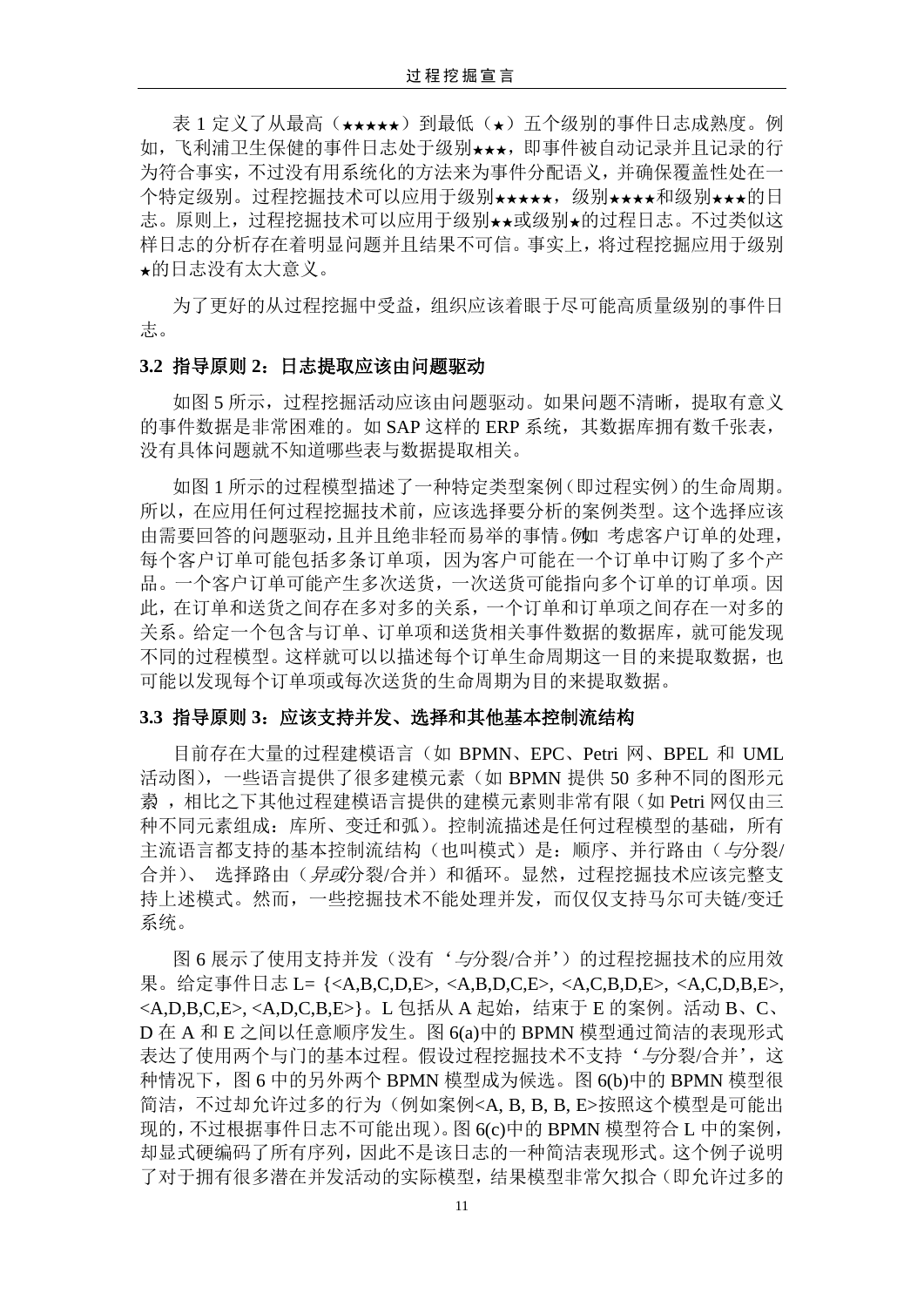表 1 定义了从最高（★★★★★）到最低（★）五个级别的事件日志成熟度。例如，飞利浦卫生保健的事件日志处于级别★★★，即事件被自动记录并且记录的行为符合事实，不过没有用系统化的方法来为事件分配语义，并确保覆盖性处在一个特定级别。过程挖掘技术可以应用于级别★★★★★，级别★★★★和级别★★★的日志。原则上，过程挖掘技术可以应用于级别★★或级别★的过程日志。不过类似这样日志的分析存在着明显问题并且结果不可信。事实上，将过程挖掘应用于级别★的日志没有太大意义。

为了更好的从过程挖掘中受益，组织应该着眼于尽可能高质量级别的事件日志。

### 3.2 指导原则 2：日志提取应该由问题驱动

如图 5 所示，过程挖掘活动应该由问题驱动。如果问题不清晰，提取有意义的事件数据是非常困难的。如 SAP 这样的 ERP 系统，其数据库拥有数千张表，没有具体问题就不知道哪些表与数据提取相关。

如图 1 所示的过程模型描述了一种特定类型案例（即过程实例）的生命周期。所以，在应用任何过程挖掘技术前，应该选择要分析的案例类型。这个选择应该由需要回答的问题驱动，且并且绝非轻而易举的事情。例如 考虑客户订单的处理，每个客户订单可能包括多条订单项，因为客户可能在一个订单中订购了多个产品。一个客户订单可能产生多次送货，一次送货可能指向多个订单的订单项。因此，在订单和送货之间存在多对多的关系，一个订单和订单项之间存在一对多的关系。给定一个包含与订单、订单项和送货相关事件数据的数据库，就可能发现不同的过程模型。这样就可以以描述每个订单生命周期这一目的来提取数据，也可能以发现每个订单项或每次送货的生命周期为目的来提取数据。

### 3.3 指导原则 3：应该支持并发、选择和其他基本控制流结构

目前存在大量的过程建模语言（如 BPMN、EPC、Petri 网、BPEL 和 UML 活动图），一些语言提供了很多建模元素（如 BPMN 提供 50 多种不同的图形元素 ，相比之下其他过程建模语言提供的建模元素则非常有限（如 Petri 网仅由三种不同元素组成：库所、变迁和弧）。控制流描述是任何过程模型的基础，所有主流语言都支持的基本控制流结构（也叫模式）是：顺序、并行路由（*与*分裂/合并）、 选择路由（*异或*分裂/合并）和循环。显然，过程挖掘技术应该完整支持上述模式。然而，一些挖掘技术不能处理并发，而仅仅支持马尔可夫链/变迁系统。

图 6 展示了使用支持并发（没有‘*与*分裂/合并’）的过程挖掘技术的应用效果。给定事件日志 L= {<A,B,C,D,E>, <A,B,D,C,E>, <A,C,B,D,E>, <A,C,D,B,E>, <A,D,B,C,E>, <A,D,C,B,E>}。L 包括从 A 起始，结束于 E 的案例。活动 B、C、D 在 A 和 E 之间以任意顺序发生。图 6(a)中的 BPMN 模型通过简洁的表现形式表达了使用两个与门的基本过程。假设过程挖掘技术不支持‘*与*分裂/合并’，这种情况下，图 6 中的另外两个 BPMN 模型成为候选。图 6(b)中的 BPMN 模型很简洁，不过却允许过多的行为（例如案例<A, B, B, B, E>按照这个模型是可能出现的，不过根据事件日志不可能出现）。图 6(c)中的 BPMN 模型符合 L 中的案例，却显式硬编码了所有序列，因此不是该日志的一种简洁表现形式。这个例子说明了对于拥有很多潜在并发活动的实际模型，结果模型非常欠拟合（即允许过多的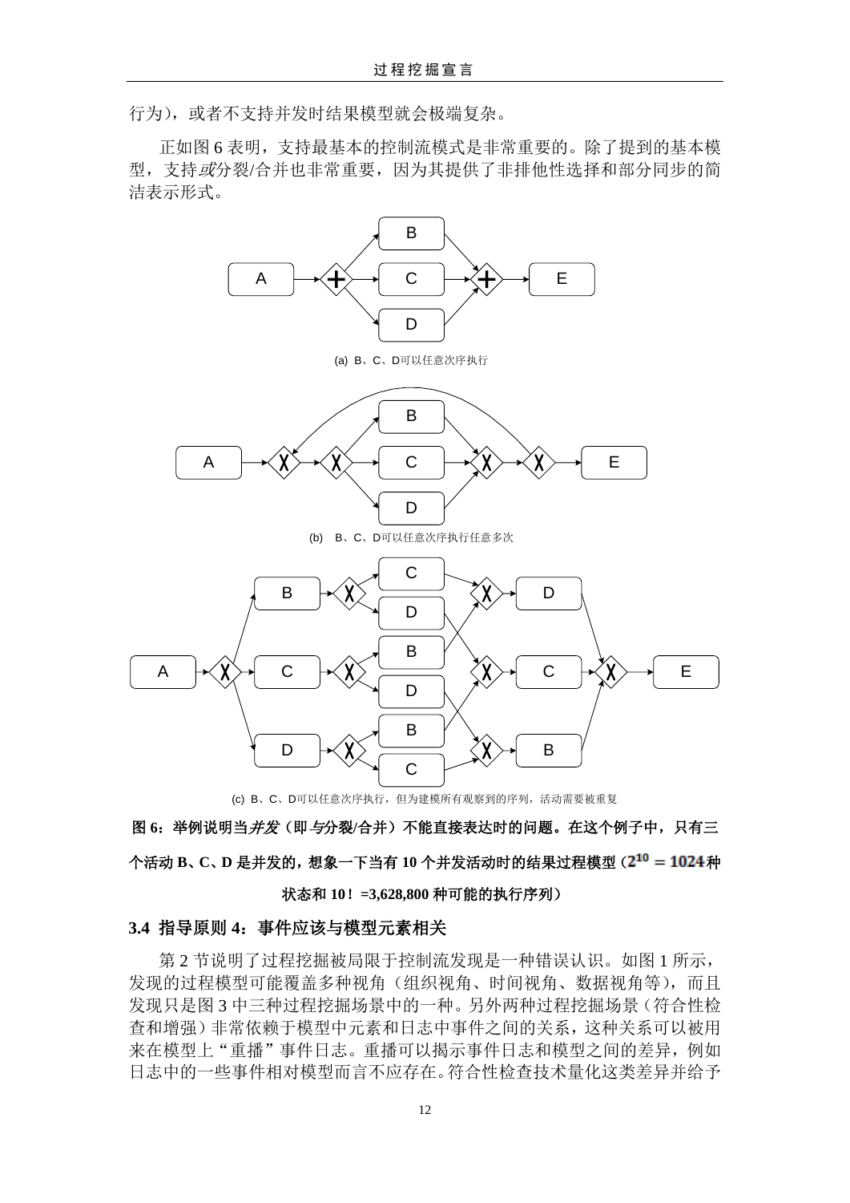行为)，或者不支持并发时结果模型就会极端复杂。

正如图 6 表明，支持最基本的控制流模式是非常重要的。除了提到的基本模型，支持*或*分裂/合并也非常重要，因为其提供了非排他性选择和部分同步的简洁表示形式。

(a) B、C、D可以任意次序执行

(b) B、C、D可以任意次序执行任意多次

(c) B、C、D可以任意次序执行，但为建模所有观察到的序列，活动需要被重复

**图 6：举例说明当*并发*（即*与*分裂/合并）不能直接表达时的问题。在这个例子中，只有三个活动 B、C、D 是并发的，想象一下当有 10 个并发活动时的结果过程模型（$2^{10} = 1024$ 种状态和 10！=3,628,800 种可能的执行序列）**

### 3.4 指导原则 4：事件应该与模型元素相关

第 2 节说明了过程挖掘被局限于控制流发现是一种错误认识。如图 1 所示，发现的过程模型可能覆盖多种视角（组织视角、时间视角、数据视角等），而且发现只是图 3 中三种过程挖掘场景中的一种。另外两种过程挖掘场景（符合性检查和增强）非常依赖于模型中元素和日志中事件之间的关系，这种关系可以被用来在模型上“重播”事件日志。重播可以揭示事件日志和模型之间的差异，例如日志中的一些事件相对模型而言不应存在。符合性检查技术量化这类差异并给予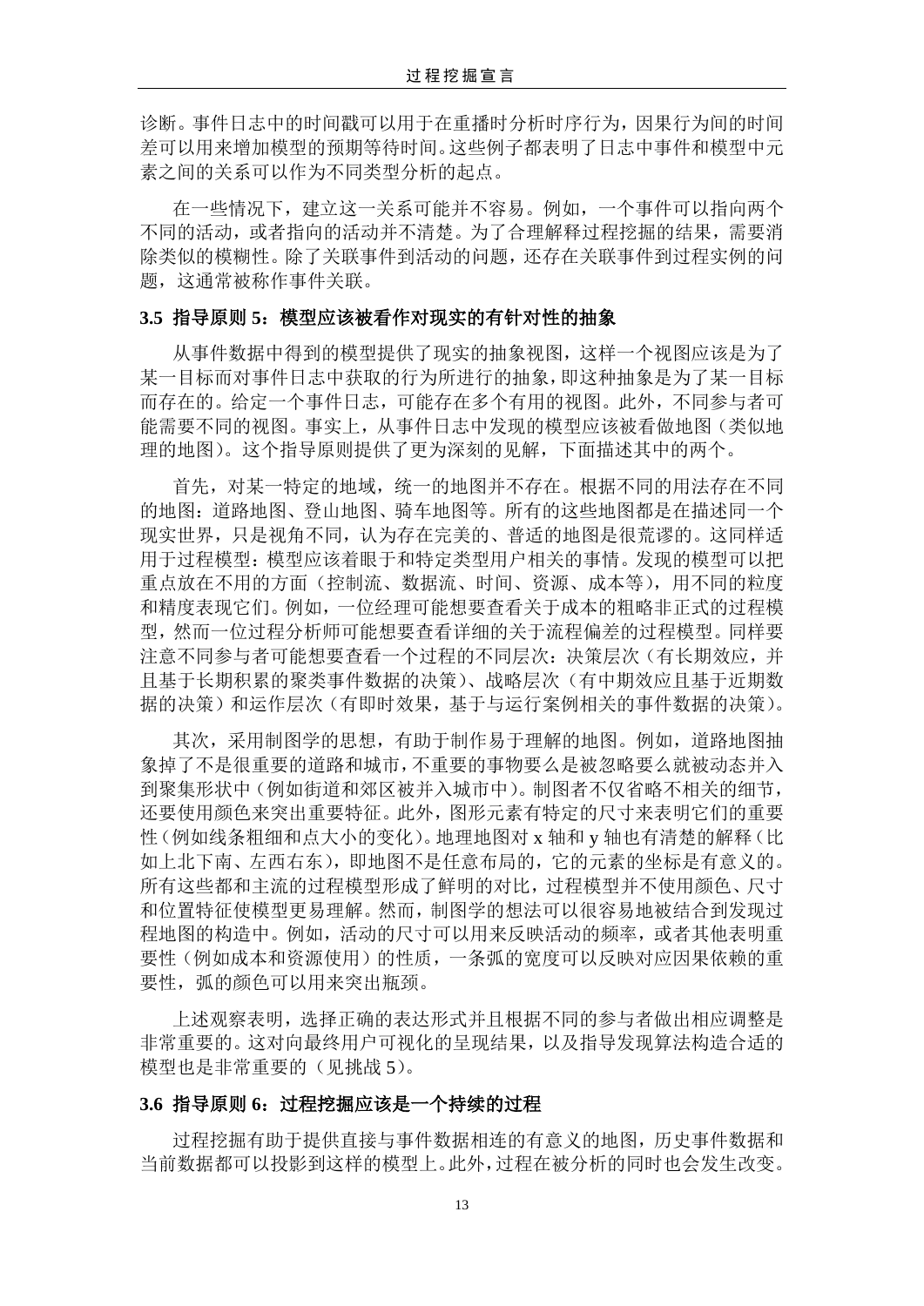诊断。事件日志中的时间戳可以用于在重播时分析时序行为，因果行为间的时间差可以用来增加模型的预期等待时间。这些例子都表明了日志中事件和模型中元素之间的关系可以作为不同类型分析的起点。

在一些情况下，建立这一关系可能并不容易。例如，一个事件可以指向两个不同的活动，或者指向的活动并不清楚。为了合理解释过程挖掘的结果，需要消除类似的模糊性。除了关联事件到活动的问题，还存在关联事件到过程实例的问题，这通常被称作事件关联。

### 3.5 指导原则 5：模型应该被看作对现实的有针对性的抽象

从事件数据中得到的模型提供了现实的抽象视图，这样一个视图应该是为了某一目标而对事件日志中获取的行为所进行的抽象，即这种抽象是为了某一目标而存在的。给定一个事件日志，可能存在多个有用的视图。此外，不同参与者可能需要不同的视图。事实上，从事件日志中发现的模型应该被看做地图（类似地理的地图）。这个指导原则提供了更为深刻的见解，下面描述其中的两个。

首先，对某一特定的地域，统一的地图并不存在。根据不同的用法存在不同的地图：道路地图、登山地图、骑车地图等。所有的这些地图都是在描述同一个现实世界，只是视角不同，认为存在完美的、普适的地图是很荒谬的。这同样适用于过程模型：模型应该着眼于和特定类型用户相关的事情。发现的模型可以把重点放在不用的方面（控制流、数据流、时间、资源、成本等），用不同的粒度和精度表现它们。例如，一位经理可能想要查看关于成本的粗略非正式的过程模型，然而一位过程分析师可能想要查看详细的关于流程偏差的过程模型。同样要注意不同参与者可能想要查看一个过程的不同层次：决策层次（有长期效应，并且基于长期积累的聚类事件数据的决策）、战略层次（有中期效应且基于近期数据的决策）和运作层次（有即时效果，基于与运行案例相关的事件数据的决策）。

其次，采用制图学的思想，有助于制作易于理解的地图。例如，道路地图抽象掉了不是很重要的道路和城市，不重要的事物要么是被忽略要么就被动态并入到聚集形状中（例如街道和郊区被并入城市中）。制图者不仅省略不相关的细节，还要使用颜色来突出重要特征。此外，图形元素有特定的尺寸来表明它们的重要性（例如线条粗细和点大小的变化）。地理地图对 x 轴和 y 轴也有清楚的解释（比如上北下南、左西右东），即地图不是任意布局的，它的元素的坐标是有意义的。所有这些都和主流的过程模型形成了鲜明的对比，过程模型并不使用颜色、尺寸和位置特征使模型更易理解。然而，制图学的想法可以很容易地被结合到发现过程地图的构造中。例如，活动的尺寸可以用来反映活动的频率，或者其他表明重要性（例如成本和资源使用）的性质，一条弧的宽度可以反映对应因果依赖的重要性，弧的颜色可以用来突出瓶颈。

上述观察表明，选择正确的表达形式并且根据不同的参与者做出相应调整是非常重要的。这对向最终用户可视化的呈现结果，以及指导发现算法构造合适的模型也是非常重要的（见挑战 5）。

### 3.6 指导原则 6：过程挖掘应该是一个持续的过程

过程挖掘有助于提供直接与事件数据相连的有意义的地图，历史事件数据和当前数据都可以投影到这样的模型上。此外，过程在被分析的同时也会发生改变。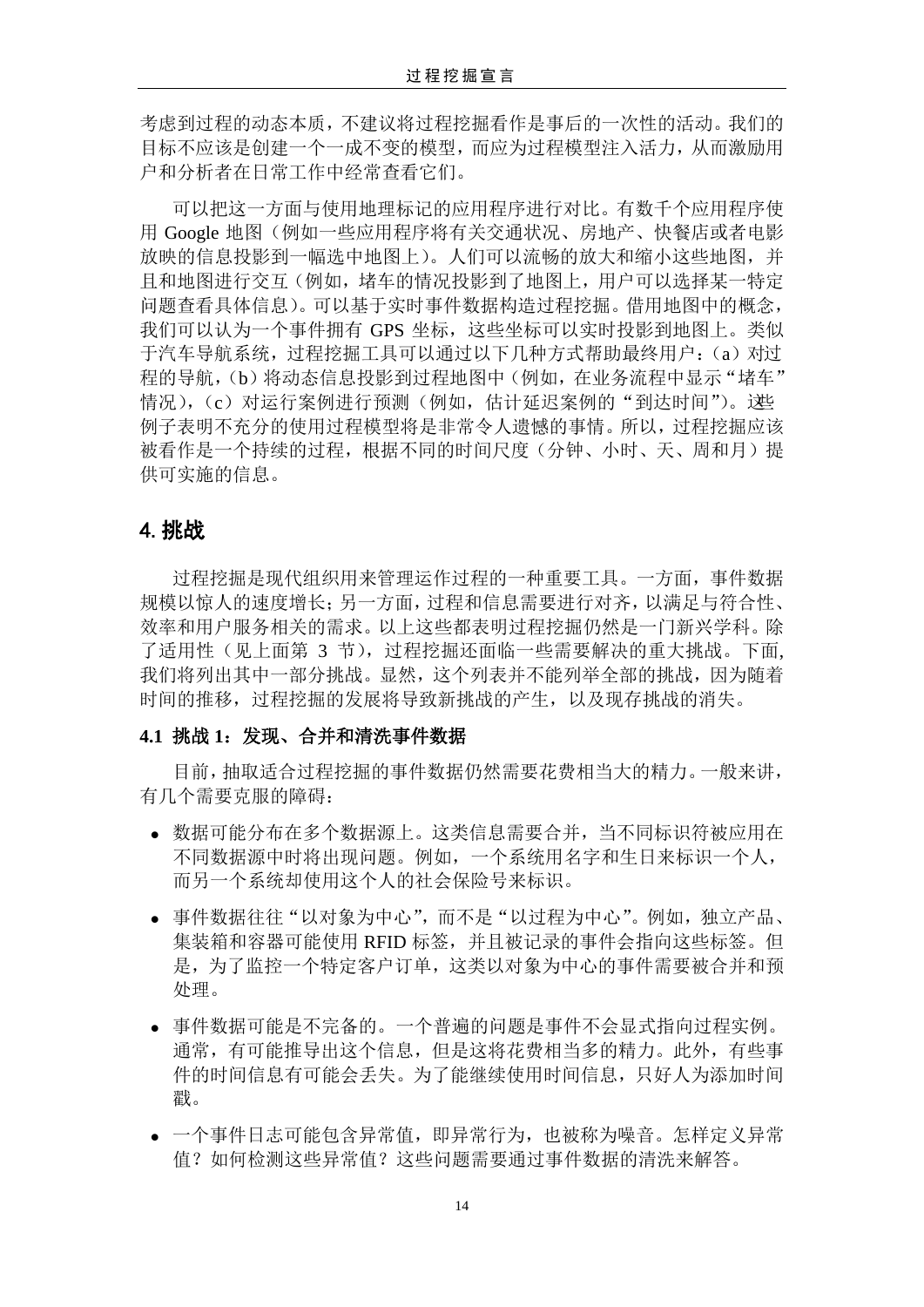考虑到过程的动态本质，不建议将过程挖掘看作是事后的一次性的活动。我们的目标不应该是创建一个一成不变的模型，而应为过程模型注入活力，从而激励用户和分析者在日常工作中经常查看它们。

可以把这一方面与使用地理标记的应用程序进行对比。有数千个应用程序使用 Google 地图（例如一些应用程序将有关交通状况、房地产、快餐店或者电影放映的信息投影到一幅选中地图上）。人们可以流畅的放大和缩小这些地图，并且和地图进行交互（例如，堵车的情况投影到了地图上，用户可以选择某一特定问题查看具体信息）。可以基于实时事件数据构造过程挖掘。借用地图中的概念，我们可以认为一个事件拥有 GPS 坐标，这些坐标可以实时投影到地图上。类似于汽车导航系统，过程挖掘工具可以通过以下几种方式帮助最终用户：（a）对过程的导航，（b）将动态信息投影到过程地图中（例如，在业务流程中显示"堵车"情况），（c）对运行案例进行预测（例如，估计延迟案例的"到达时间"）。这些例子表明不充分的使用过程模型将是非常令人遗憾的事情。所以，过程挖掘应该被看作是一个持续的过程，根据不同的时间尺度（分钟、小时、天、周和月）提供可实施的信息。

## 4. 挑战

过程挖掘是现代组织用来管理运作过程的一种重要工具。一方面，事件数据规模以惊人的速度增长；另一方面，过程和信息需要进行对齐，以满足与符合性、效率和用户服务相关的需求。以上这些都表明过程挖掘仍然是一门新兴学科。除了适用性（见上面第 3 节），过程挖掘还面临一些需要解决的重大挑战。下面，我们将列出其中一部分挑战。显然，这个列表并不能列举全部的挑战，因为随着时间的推移，过程挖掘的发展将导致新挑战的产生，以及现存挑战的消失。

### 4.1 挑战 1：发现、合并和清洗事件数据

目前，抽取适合过程挖掘的事件数据仍然需要花费相当大的精力。一般来讲，有几个需要克服的障碍：

- 数据可能分布在多个数据源上。这类信息需要合并，当不同标识符被应用在不同数据源中时将出现问题。例如，一个系统用名字和生日来标识一个人，而另一个系统却使用这个人的社会保险号来标识。
- 事件数据往往"以对象为中心"，而不是"以过程为中心"。例如，独立产品、集装箱和容器可能使用 RFID 标签，并且被记录的事件会指向这些标签。但是，为了监控一个特定客户订单，这类以对象为中心的事件需要被合并和预处理。
- 事件数据可能是不完备的。一个普遍的问题是事件不会显式指向过程实例。通常，有可能推导出这个信息，但是这将花费相当多的精力。此外，有些事件的时间信息有可能会丢失。为了能继续使用时间信息，只好人为添加时间戳。
- 一个事件日志可能包含异常值，即异常行为，也被称为噪音。怎样定义异常值？如何检测这些异常值？这些问题需要通过事件数据的清洗来解答。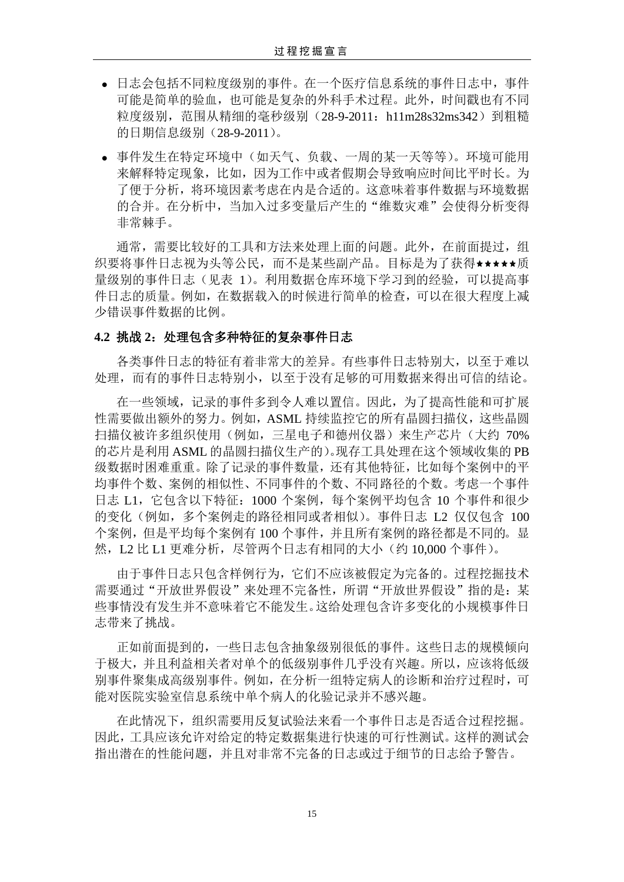- 日志会包括不同粒度级别的事件。在一个医疗信息系统的事件日志中，事件可能是简单的验血，也可能是复杂的外科手术过程。此外，时间戳也有不同粒度级别，范围从精细的毫秒级别（28-9-2011：h11m28s32ms342）到粗糙的日期信息级别（28-9-2011）。
- 事件发生在特定环境中（如天气、负载、一周的某一天等等）。环境可能用来解释特定现象，比如，因为工作中或者假期会导致响应时间比平时长。为了便于分析，将环境因素考虑在内是合适的。这意味着事件数据与环境数据的合并。在分析中，当加入过多变量后产生的“维数灾难”会使得分析变得非常棘手。

通常，需要比较好的工具和方法来处理上面的问题。此外，在前面提过，组织要将事件日志视为头等公民，而不是某些副产品。目标是为了获得★★★★★质量级别的事件日志（见表 1）。利用数据仓库环境下学习到的经验，可以提高事件日志的质量。例如，在数据载入的时候进行简单的检查，可以在很大程度上减少错误事件数据的比例。

### 4.2 挑战 2：处理包含多种特征的复杂事件日志

各类事件日志的特征有着非常大的差异。有些事件日志特别大，以至于难以处理，而有的事件日志特别小，以至于没有足够的可用数据来得出可信的结论。

在一些领域，记录的事件多到令人难以置信。因此，为了提高性能和可扩展性需要做出额外的努力。例如，ASML 持续监控它的所有晶圆扫描仪，这些晶圆扫描仪被许多组织使用（例如，三星电子和德州仪器）来生产芯片（大约 70% 的芯片是利用 ASML 的晶圆扫描仪生产的）。现存工具处理在这个领域收集的 PB 级数据时困难重重。除了记录的事件数量，还有其他特征，比如每个案例中的平均事件个数、案例的相似性、不同事件的个数、不同路径的个数。考虑一个事件日志 L1，它包含以下特征：1000 个案例，每个案例平均包含 10 个事件和很少的变化（例如，多个案例走的路径相同或者相似）。事件日志 L2 仅仅包含 100 个案例，但是平均每个案例有 100 个事件，并且所有案例的路径都是不同的。显然，L2 比 L1 更难分析，尽管两个日志有相同的大小（约 10,000 个事件）。

由于事件日志只包含样例行为，它们不应该被假定为完备的。过程挖掘技术需要通过“开放世界假设”来处理不完备性，所谓“开放世界假设”指的是：某些事情没有发生并不意味着它不能发生。这给处理包含许多变化的小规模事件日志带来了挑战。

正如前面提到的，一些日志包含抽象级别很低的事件。这些日志的规模倾向于极大，并且利益相关者对单个的低级别事件几乎没有兴趣。所以，应该将低级别事件聚集成高级别事件。例如，在分析一组特定病人的诊断和治疗过程时，可能对医院实验室信息系统中单个病人的化验记录并不感兴趣。

在此情况下，组织需要用反复试验法来看一个事件日志是否适合过程挖掘。因此，工具应该允许对给定的特定数据集进行快速的可行性测试。这样的测试会指出潜在的性能问题，并且对非常不完备的日志或过于细节的日志给予警告。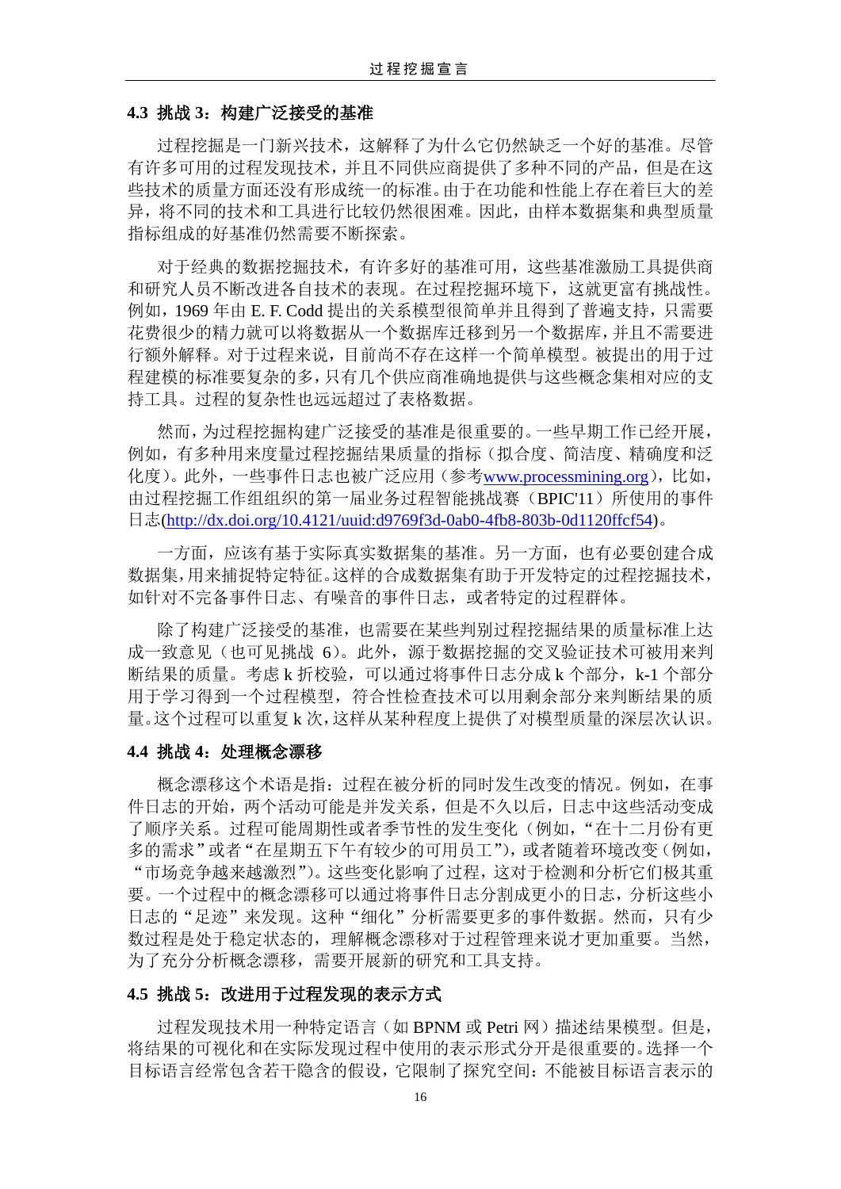### 4.3 挑战 3：构建广泛接受的基准

过程挖掘是一门新兴技术，这解释了为什么它仍然缺乏一个好的基准。尽管有许多可用的过程发现技术，并且不同供应商提供了多种不同的产品，但是在这些技术的质量方面还没有形成统一的标准。由于在功能和性能上存在着巨大的差异，将不同的技术和工具进行比较仍然很困难。因此，由样本数据集和典型质量指标组成的好基准仍然需要不断探索。

对于经典的数据挖掘技术，有许多好的基准可用，这些基准激励工具提供商和研究人员不断改进各自技术的表现。在过程挖掘环境下，这就更富有挑战性。例如，1969 年由 E. F. Codd 提出的关系模型很简单并且得到了普遍支持，只需要花费很少的精力就可以将数据从一个数据库迁移到另一个数据库，并且不需要进行额外解释。对于过程来说，目前尚不存在这样一个简单模型。被提出的用于过程建模的标准要复杂的多，只有几个供应商准确地提供与这些概念集相对应的支持工具。过程的复杂性也远远超过了表格数据。

然而，为过程挖掘构建广泛接受的基准是很重要的。一些早期工作已经开展，例如，有多种用来度量过程挖掘结果质量的指标（拟合度、简洁度、精确度和泛化度）。此外，一些事件日志也被广泛应用（参考www.processmining.org），比如，由过程挖掘工作组组织的第一届业务过程智能挑战赛（BPIC'11）所使用的事件日志(http://dx.doi.org/10.4121/uuid:d9769f3d-0ab0-4fb8-803b-0d1120ffcf54)。

一方面，应该有基于实际真实数据集的基准。另一方面，也有必要创建合成数据集，用来捕捉特定特征。这样的合成数据集有助于开发特定的过程挖掘技术，如针对不完备事件日志、有噪音的事件日志，或者特定的过程群体。

除了构建广泛接受的基准，也需要在某些判别过程挖掘结果的质量标准上达成一致意见（也可见挑战 6）。此外，源于数据挖掘的交叉验证技术可被用来判断结果的质量。考虑 k 折校验，可以通过将事件日志分成 k 个部分，k-1 个部分用于学习得到一个过程模型，符合性检查技术可以用剩余部分来判断结果的质量。这个过程可以重复 k 次，这样从某种程度上提供了对模型质量的深层次认识。

### 4.4 挑战 4：处理概念漂移

概念漂移这个术语是指：过程在被分析的同时发生改变的情况。例如，在事件日志的开始，两个活动可能是并发关系，但是不久以后，日志中这些活动变成了顺序关系。过程可能周期性或者季节性的发生变化（例如，“在十二月份有更多的需求”或者“在星期五下午有较少的可用员工”），或者随着环境改变（例如，“市场竞争越来越激烈”）。这些变化影响了过程，这对于检测和分析它们极其重要。一个过程中的概念漂移可以通过将事件日志分割成更小的日志，分析这些小日志的“足迹”来发现。这种“细化”分析需要更多的事件数据。然而，只有少数过程是处于稳定状态的，理解概念漂移对于过程管理来说才更加重要。当然，为了充分分析概念漂移，需要开展新的研究和工具支持。

### 4.5 挑战 5：改进用于过程发现的表示方式

过程发现技术用一种特定语言（如 BPNM 或 Petri 网）描述结果模型。但是，将结果的可视化和在实际发现过程中使用的表示形式分开是很重要的。选择一个目标语言经常包含若干隐含的假设，它限制了探究空间：不能被目标语言表示的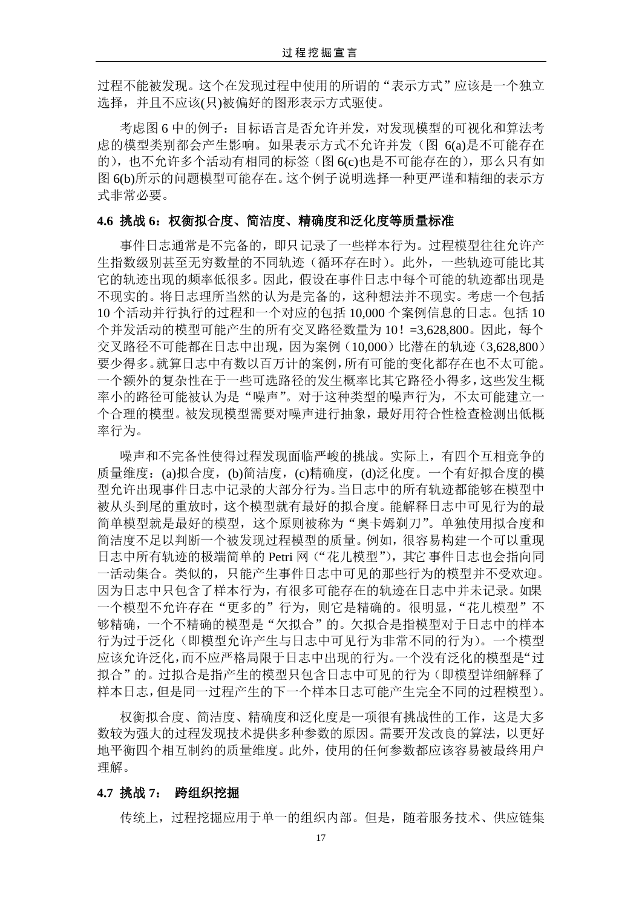过程不能被发现。这个在发现过程中使用的所谓的“表示方式”应该是一个独立选择，并且不应该(只)被偏好的图形表示方式驱使。

考虑图 6 中的例子：目标语言是否允许并发，对发现模型的可视化和算法考虑的模型类别都会产生影响。如果表示方式不允许并发（图 6(a)是不可能存在的），也不允许多个活动有相同的标签（图 6(c)也是不可能存在的），那么只有如图 6(b)所示的问题模型可能存在。这个例子说明选择一种更严谨和精细的表示方式非常必要。

### 4.6 挑战 6：权衡拟合度、简洁度、精确度和泛化度等质量标准

事件日志通常是不完备的，即只记录了一些样本行为。过程模型往往允许产生指数级别甚至无穷数量的不同轨迹（循环存在时）。此外，一些轨迹可能比其它的轨迹出现的频率低很多。因此，假设在事件日志中每个可能的轨迹都出现是不现实的。将日志理所当然的认为是完备的，这种想法并不现实。考虑一个包括 10 个活动并行执行的过程和一个对应的包括 10,000 个案例信息的日志。包括 10 个并发活动的模型可能产生的所有交叉路径数量为 10！=3,628,800。因此，每个交叉路径不可能都在日志中出现，因为案例（10,000）比潜在的轨迹（3,628,800）要少得多。就算日志中有数以百万计的案例，所有可能的变化都存在也不太可能。一个额外的复杂性在于一些可选路径的发生概率比其它路径小得多，这些发生概率小的路径可能被认为是“噪声”。对于这种类型的噪声行为，不太可能建立一个合理的模型。被发现模型需要对噪声进行抽象，最好用符合性检查检测出低概率行为。

噪声和不完备性使得过程发现面临严峻的挑战。实际上，有四个互相竞争的质量维度：(a)拟合度，(b)简洁度，(c)精确度，(d)泛化度。一个有好拟合度的模型允许出现事件日志中记录的大部分行为。当日志中的所有轨迹都能够在模型中被从头到尾的重放时，这个模型就有最好的拟合度。能解释日志中可见行为的最简单模型就是最好的模型，这个原则被称为“奥卡姆剃刀”。单独使用拟合度和简洁度不足以判断一个被发现过程模型的质量。例如，很容易构建一个可以重现日志中所有轨迹的极端简单的 Petri 网（“花儿模型”），其它事件日志也会指向同一活动集合。类似的，只能产生事件日志中可见的那些行为的模型并不受欢迎。因为日志中只包含了样本行为，有很多可能存在的轨迹在日志中并未记录。如果一个模型不允许存在“更多的”行为，则它是精确的。很明显，“花儿模型”不够精确，一个不精确的模型是“欠拟合”的。欠拟合是指模型对于日志中的样本行为过于泛化（即模型允许产生与日志中可见行为非常不同的行为）。一个模型应该允许泛化，而不应严格局限于日志中出现的行为。一个没有泛化的模型是“过拟合”的。过拟合是指产生的模型只包含日志中可见的行为（即模型详细解释了样本日志，但是同一过程产生的下一个样本日志可能产生完全不同的过程模型）。

权衡拟合度、简洁度、精确度和泛化度是一项很有挑战性的工作，这是大多数较为强大的过程发现技术提供多种参数的原因。需要开发改良的算法，以更好地平衡四个相互制约的质量维度。此外，使用的任何参数都应该容易被最终用户理解。

### 4.7 挑战 7： 跨组织挖掘

传统上，过程挖掘应用于单一的组织内部。但是，随着服务技术、供应链集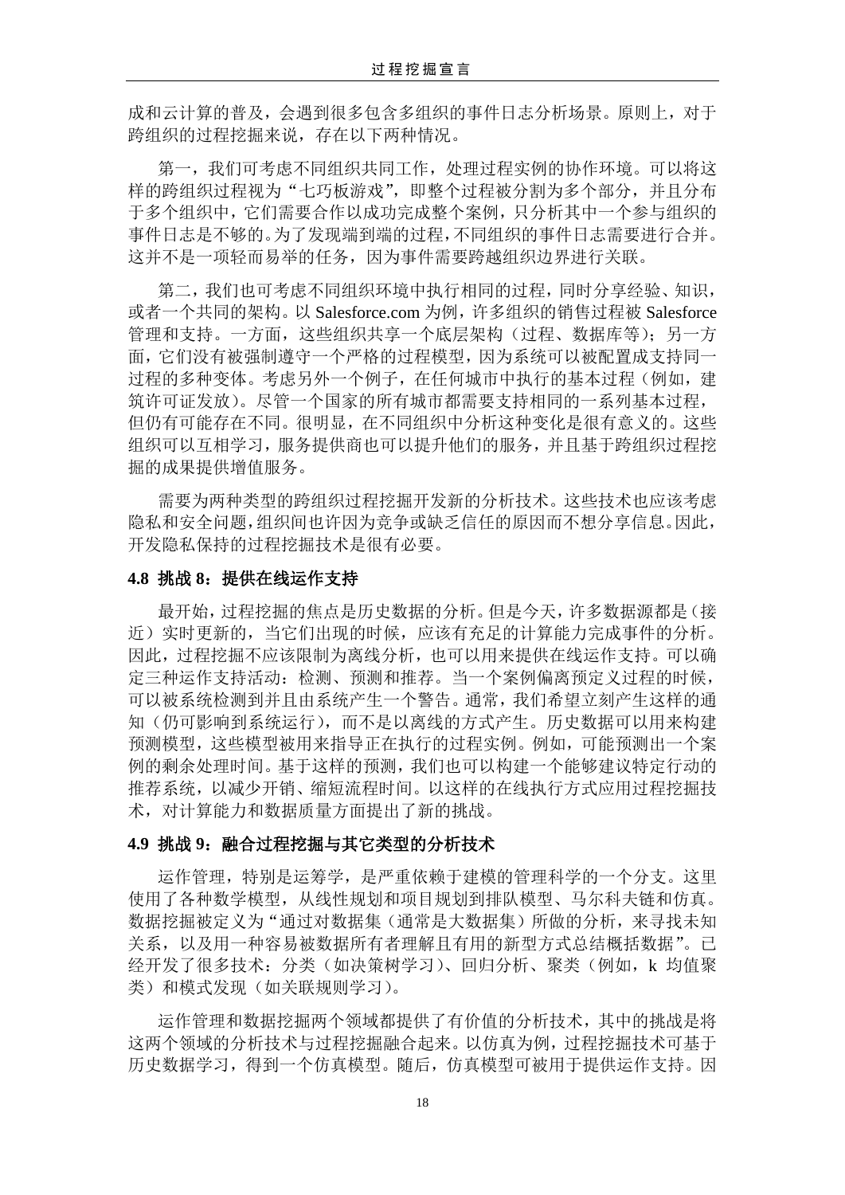成和云计算的普及，会遇到很多包含多组织的事件日志分析场景。原则上，对于跨组织的过程挖掘来说，存在以下两种情况。

第一，我们可考虑不同组织共同工作，处理过程实例的协作环境。可以将这样的跨组织过程视为“七巧板游戏”，即整个过程被分割为多个部分，并且分布于多个组织中，它们需要合作以成功完成整个案例，只分析其中一个参与组织的事件日志是不够的。为了发现端到端的过程，不同组织的事件日志需要进行合并。这并不是一项轻而易举的任务，因为事件需要跨越组织边界进行关联。

第二，我们也可考虑不同组织环境中执行相同的过程，同时分享经验、知识，或者一个共同的架构。以 Salesforce.com 为例，许多组织的销售过程被 Salesforce 管理和支持。一方面，这些组织共享一个底层架构（过程、数据库等）；另一方面，它们没有被强制遵守一个严格的过程模型，因为系统可以被配置成支持同一过程的多种变体。考虑另外一个例子，在任何城市中执行的基本过程（例如，建筑许可证发放）。尽管一个国家的所有城市都需要支持相同的一系列基本过程，但仍有可能存在不同。很明显，在不同组织中分析这种变化是很有意义的。这些组织可以互相学习，服务提供商也可以提升他们的服务，并且基于跨组织过程挖掘的成果提供增值服务。

需要为两种类型的跨组织过程挖掘开发新的分析技术。这些技术也应该考虑隐私和安全问题，组织间也许因为竞争或缺乏信任的原因而不想分享信息。因此，开发隐私保持的过程挖掘技术是很有必要。

### 4.8 挑战 8：提供在线运作支持

最开始，过程挖掘的焦点是历史数据的分析。但是今天，许多数据源都是（接近）实时更新的，当它们出现的时候，应该有充足的计算能力完成事件的分析。因此，过程挖掘不应该限制为离线分析，也可以用来提供在线运作支持。可以确定三种运作支持活动：检测、预测和推荐。当一个案例偏离预定义过程的时候，可以被系统检测到并且由系统产生一个警告。通常，我们希望立刻产生这样的通知（仍可影响到系统运行），而不是以离线的方式产生。历史数据可以用来构建预测模型，这些模型被用来指导正在执行的过程实例。例如，可能预测出一个案例的剩余处理时间。基于这样的预测，我们也可以构建一个能够建议特定行动的推荐系统，以减少开销、缩短流程时间。以这样的在线执行方式应用过程挖掘技术，对计算能力和数据质量方面提出了新的挑战。

### 4.9 挑战 9：融合过程挖掘与其它类型的分析技术

运作管理，特别是运筹学，是严重依赖于建模的管理科学的一个分支。这里使用了各种数学模型，从线性规划和项目规划到排队模型、马尔科夫链和仿真。数据挖掘被定义为“通过对数据集（通常是大数据集）所做的分析，来寻找未知关系，以及用一种容易被数据所有者理解且有用的新型方式总结概括数据”。已经开发了很多技术：分类（如决策树学习）、回归分析、聚类（例如，k 均值聚类）和模式发现（如关联规则学习）。

运作管理和数据挖掘两个领域都提供了有价值的分析技术，其中的挑战是将这两个领域的分析技术与过程挖掘融合起来。以仿真为例，过程挖掘技术可基于历史数据学习，得到一个仿真模型。随后，仿真模型可被用于提供运作支持。因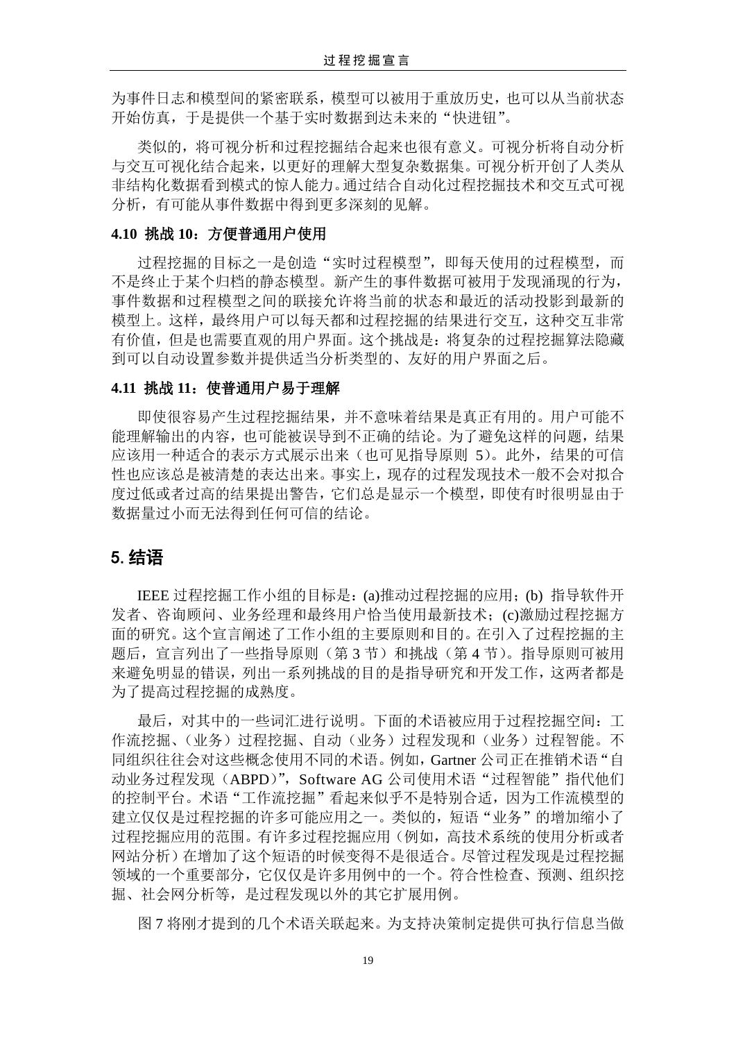为事件日志和模型间的紧密联系，模型可以被用于重放历史，也可以从当前状态开始仿真，于是提供一个基于实时数据到达未来的“快进钮”。

类似的，将可视分析和过程挖掘结合起来也很有意义。可视分析将自动分析与交互可视化结合起来，以更好的理解大型复杂数据集。可视分析开创了人类从非结构化数据看到模式的惊人能力。通过结合自动化过程挖掘技术和交互式可视分析，有可能从事件数据中得到更多深刻的见解。

### 4.10 挑战 10：方便普通用户使用

过程挖掘的目标之一是创造“实时过程模型”，即每天使用的过程模型，而不是终止于某个归档的静态模型。新产生的事件数据可被用于发现涌现的行为，事件数据和过程模型之间的联接允许将当前的状态和最近的活动投影到最新的模型上。这样，最终用户可以每天都和过程挖掘的结果进行交互，这种交互非常有价值，但是也需要直观的用户界面。这个挑战是：将复杂的过程挖掘算法隐藏到可以自动设置参数并提供适当分析类型的、友好的用户界面之后。

### 4.11 挑战 11：使普通用户易于理解

即使很容易产生过程挖掘结果，并不意味着结果是真正有用的。用户可能不能理解输出的内容，也可能被误导到不正确的结论。为了避免这样的问题，结果应该用一种适合的表示方式展示出来（也可见指导原则 5）。此外，结果的可信性也应该总是被清楚的表达出来。事实上，现存的过程发现技术一般不会对拟合度过低或者过高的结果提出警告，它们总是显示一个模型，即使有时很明显由于数据量过小而无法得到任何可信的结论。

## 5. 结语

IEEE 过程挖掘工作小组的目标是：(a)推动过程挖掘的应用；(b) 指导软件开发者、咨询顾问、业务经理和最终用户恰当使用最新技术；(c)激励过程挖掘方面的研究。这个宣言阐述了工作小组的主要原则和目的。在引入了过程挖掘的主题后，宣言列出了一些指导原则（第 3 节）和挑战（第 4 节）。指导原则可被用来避免明显的错误，列出一系列挑战的目的是指导研究和开发工作，这两者都是为了提高过程挖掘的成熟度。

最后，对其中的一些词汇进行说明。下面的术语被应用于过程挖掘空间：工作流挖掘、（业务）过程挖掘、自动（业务）过程发现和（业务）过程智能。不同组织往往会对这些概念使用不同的术语。例如，Gartner 公司正在推销术语“自动业务过程发现（ABPD）”，Software AG 公司使用术语“过程智能”指代他们的控制平台。术语“工作流挖掘”看起来似乎不是特别合适，因为工作流模型的建立仅仅是过程挖掘的许多可能应用之一。类似的，短语“业务”的增加缩小了过程挖掘应用的范围。有许多过程挖掘应用（例如，高技术系统的使用分析或者网站分析）在增加了这个短语的时候变得不是很适合。尽管过程发现是过程挖掘领域的一个重要部分，它仅仅是许多用例中的一个。符合性检查、预测、组织挖掘、社会网分析等，是过程发现以外的其它扩展用例。

图 7 将刚才提到的几个术语关联起来。为支持决策制定提供可执行信息当做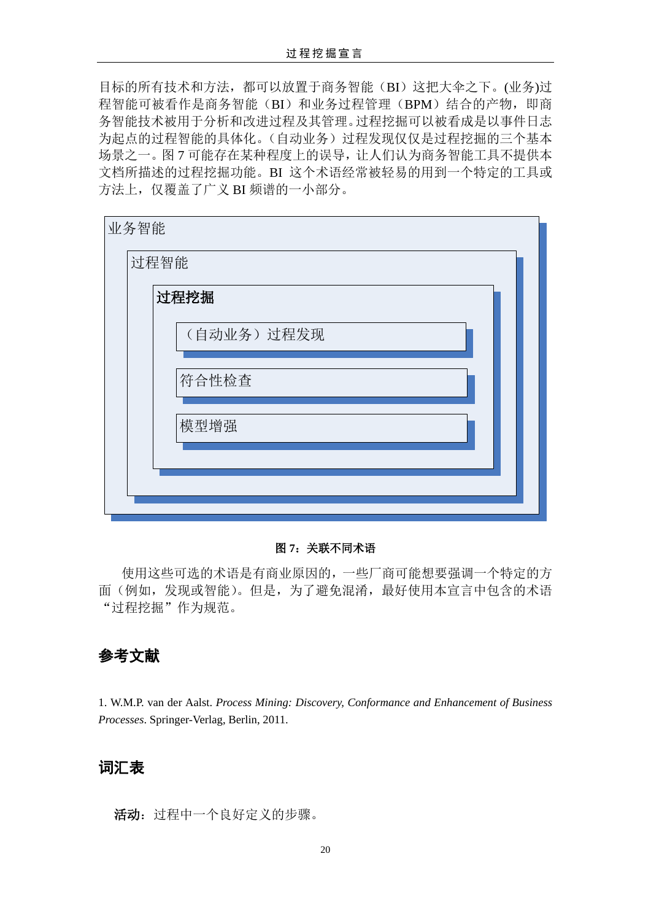目标的所有技术和方法，都可以放置于商务智能（BI）这把大伞之下。(业务)过程智能可被看作是商务智能（BI）和业务过程管理（BPM）结合的产物，即商务智能技术被用于分析和改进过程及其管理。过程挖掘可以被看成是以事件日志为起点的过程智能的具体化。（自动业务）过程发现仅仅是过程挖掘的三个基本场景之一。图 7 可能存在某种程度上的误导，让人们认为商务智能工具不提供本文档所描述的过程挖掘功能。BI 这个术语经常被轻易的用到一个特定的工具或方法上，仅覆盖了广义 BI 频谱的一小部分。

业务智能

过程智能

**过程挖掘**

（自动业务）过程发现

符合性检查

模型增强

**图 7：关联不同术语**

使用这些可选的术语是有商业原因的，一些厂商可能想要强调一个特定的方面（例如，发现或智能）。但是，为了避免混淆，最好使用本宣言中包含的术语“过程挖掘”作为规范。

## 参考文献

1. W.M.P. van der Aalst. *Process Mining: Discovery, Conformance and Enhancement of Business Processes*. Springer-Verlag, Berlin, 2011.

## 词汇表

**活动**：过程中一个良好定义的步骤。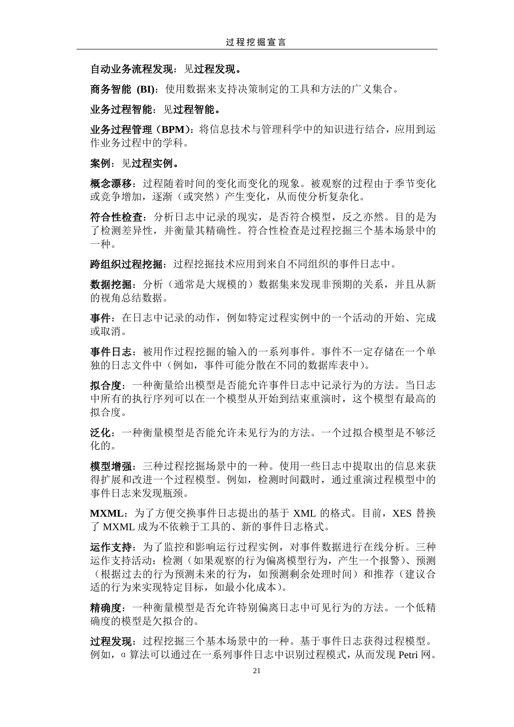**自动业务流程发现**：见**过程发现。**

**商务智能 (BI)**：使用数据来支持决策制定的工具和方法的广义集合。

**业务过程智能**：见**过程智能。**

**业务过程管理（BPM）**：将信息技术与管理科学中的知识进行结合，应用到运作业务过程中的学科。

**案例**：见**过程实例。**

**概念漂移**：过程随着时间的变化而变化的现象。被观察的过程由于季节变化或竞争增加，逐渐（或突然）产生变化，从而使分析复杂化。

**符合性检查**：分析日志中记录的现实，是否符合模型，反之亦然。目的是为了检测差异性，并衡量其精确性。符合性检查是过程挖掘三个基本场景中的一种。

**跨组织过程挖掘**：过程挖掘技术应用到来自不同组织的事件日志中。

**数据挖掘**：分析（通常是大规模的）数据集来发现非预期的关系，并且从新的视角总结数据。

**事件**：在日志中记录的动作，例如特定过程实例中的一个活动的开始、完成或取消。

**事件日志**：被用作过程挖掘的输入的一系列事件。事件不一定存储在一个单独的日志文件中（例如，事件可能分散在不同的数据库表中）。

**拟合度**：一种衡量给出模型是否能允许事件日志中记录行为的方法。当日志中所有的执行序列可以在一个模型从开始到结束重演时，这个模型有最高的拟合度。

**泛化**：一种衡量模型是否能允许未见行为的方法。一个过拟合模型是不够泛化的。

**模型增强**：三种过程挖掘场景中的一种。使用一些日志中提取出的信息来获得扩展和改进一个过程模型。例如，检测时间戳时，通过重演过程模型中的事件日志来发现瓶颈。

**MXML**：为了方便交换事件日志提出的基于 XML 的格式。目前，XES 替换了 MXML 成为不依赖于工具的、新的事件日志格式。

**运作支持**：为了监控和影响运行过程实例，对事件数据进行在线分析。三种运作支持活动：检测（如果观察的行为偏离模型行为，产生一个报警）、预测（根据过去的行为预测未来的行为，如预测剩余处理时间）和推荐（建议合适的行为来实现特定目标，如最小化成本）。

**精确度**：一种衡量模型是否允许特别偏离日志中可见行为的方法。一个低精确度的模型是欠拟合的。

**过程发现**：过程挖掘三个基本场景中的一种。基于事件日志获得过程模型。例如，α 算法可以通过在一系列事件日志中识别过程模式，从而发现 Petri 网。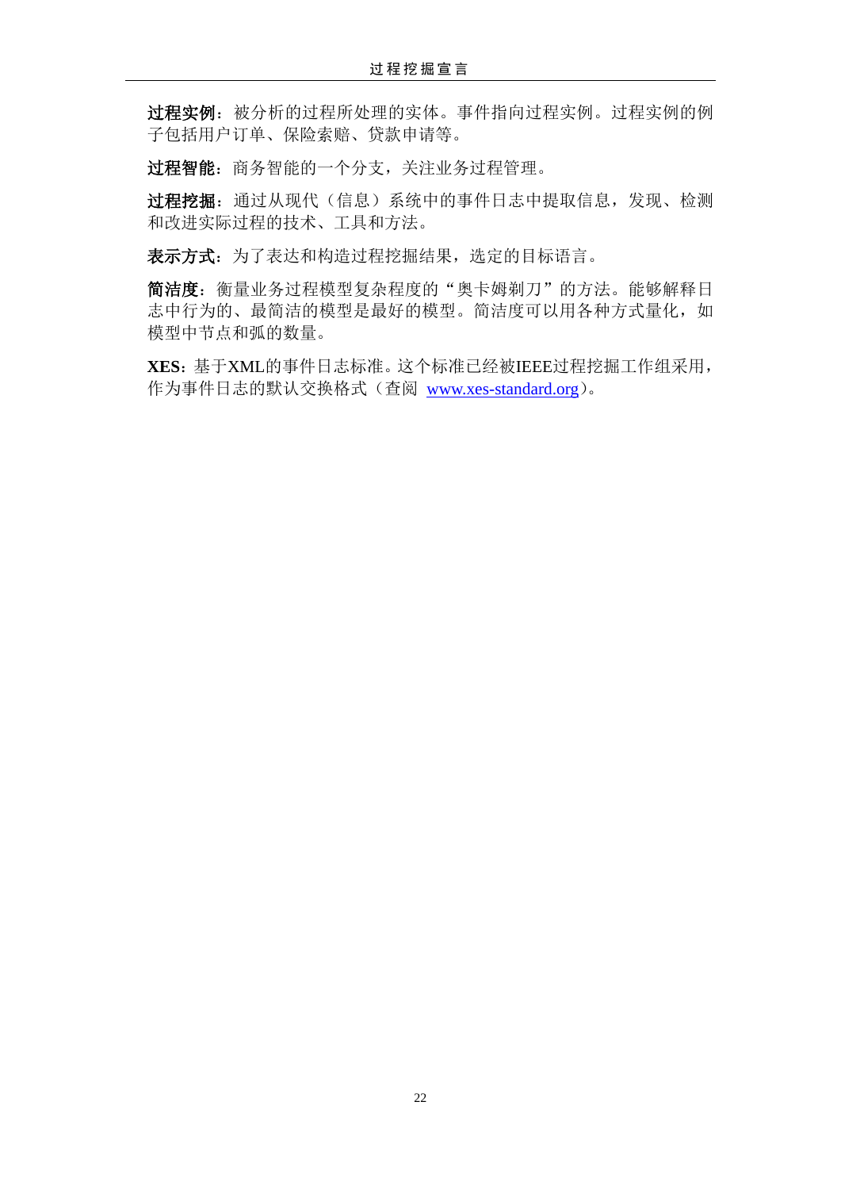**过程实例**：被分析的过程所处理的实体。事件指向过程实例。过程实例的例子包括用户订单、保险索赔、贷款申请等。

**过程智能**：商务智能的一个分支，关注业务过程管理。

**过程挖掘**：通过从现代（信息）系统中的事件日志中提取信息，发现、检测和改进实际过程的技术、工具和方法。

**表示方式**：为了表达和构造过程挖掘结果，选定的目标语言。

**简洁度**：衡量业务过程模型复杂程度的"奥卡姆剃刀"的方法。能够解释日志中行为的、最简洁的模型是最好的模型。简洁度可以用各种方式量化，如模型中节点和弧的数量。

**XES**：基于XML的事件日志标准。这个标准已经被IEEE过程挖掘工作组采用，作为事件日志的默认交换格式（查阅 www.xes-standard.org）。